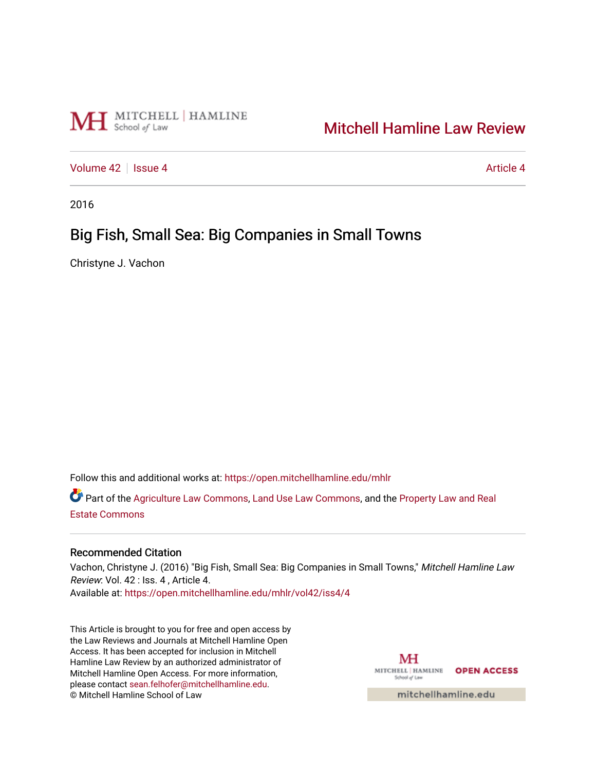Mitchell Hamline Law Review

Volume 42 | Issue 4 | Article 4

2016

# Big Fish, Small Sea: Big Companies in Small Towns

Christyne J. Vachon

Follow this and additional works at: https://open.mitchellhamline.edu/mhlr

Part of the Agriculture Law Commons, Land Use Law Commons, and the Property Law and Real Estate Commons

## Recommended Citation

Vachon, Christyne J. (2016) "Big Fish, Small Sea: Big Companies in Small Towns," *Mitchell Hamline Law Review*: Vol. 42 : Iss. 4 , Article 4.
Available at: https://open.mitchellhamline.edu/mhlr/vol42/iss4/4

This Article is brought to you for free and open access by the Law Reviews and Journals at Mitchell Hamline Open Access. It has been accepted for inclusion in Mitchell Hamline Law Review by an authorized administrator of Mitchell Hamline Open Access. For more information, please contact sean.felhofer@mitchellhamline.edu.
© Mitchell Hamline School of Law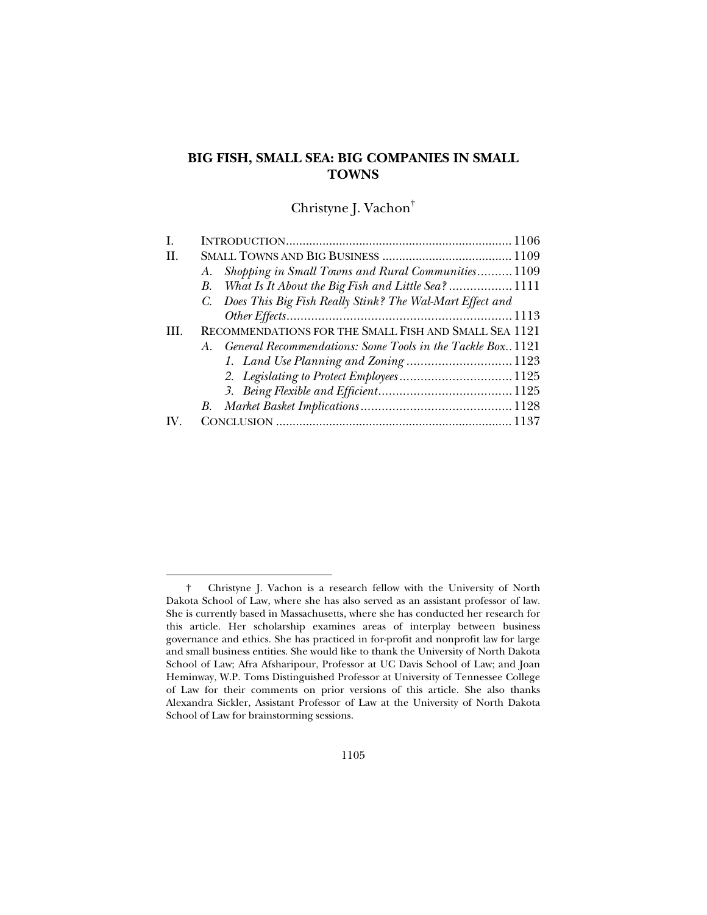# BIG FISH, SMALL SEA: BIG COMPANIES IN SMALL TOWNS

Christyne J. Vachon[†]

| | | |
|---|---|---|
| I. | INTRODUCTION | 1106 |
| II. | SMALL TOWNS AND BIG BUSINESS | 1109 |
| | A. *Shopping in Small Towns and Rural Communities* | 1109 |
| | B. *What Is It About the Big Fish and Little Sea?* | 1111 |
| | C. *Does This Big Fish Really Stink? The Wal-Mart Effect and Other Effects* | 1113 |
| III. | RECOMMENDATIONS FOR THE SMALL FISH AND SMALL SEA | 1121 |
| | A. *General Recommendations: Some Tools in the Tackle Box* | 1121 |
| | 1. *Land Use Planning and Zoning* | 1123 |
| | 2. *Legislating to Protect Employees* | 1125 |
| | 3. *Being Flexible and Efficient* | 1125 |
| | B. *Market Basket Implications* | 1128 |
| IV. | CONCLUSION | 1137 |

---

† Christyne J. Vachon is a research fellow with the University of North Dakota School of Law, where she has also served as an assistant professor of law. She is currently based in Massachusetts, where she has conducted her research for this article. Her scholarship examines areas of interplay between business governance and ethics. She has practiced in for-profit and nonprofit law for large and small business entities. She would like to thank the University of North Dakota School of Law; Afra Afsharipour, Professor at UC Davis School of Law; and Joan Heminway, W.P. Toms Distinguished Professor at University of Tennessee College of Law for their comments on prior versions of this article. She also thanks Alexandra Sickler, Assistant Professor of Law at the University of North Dakota School of Law for brainstorming sessions.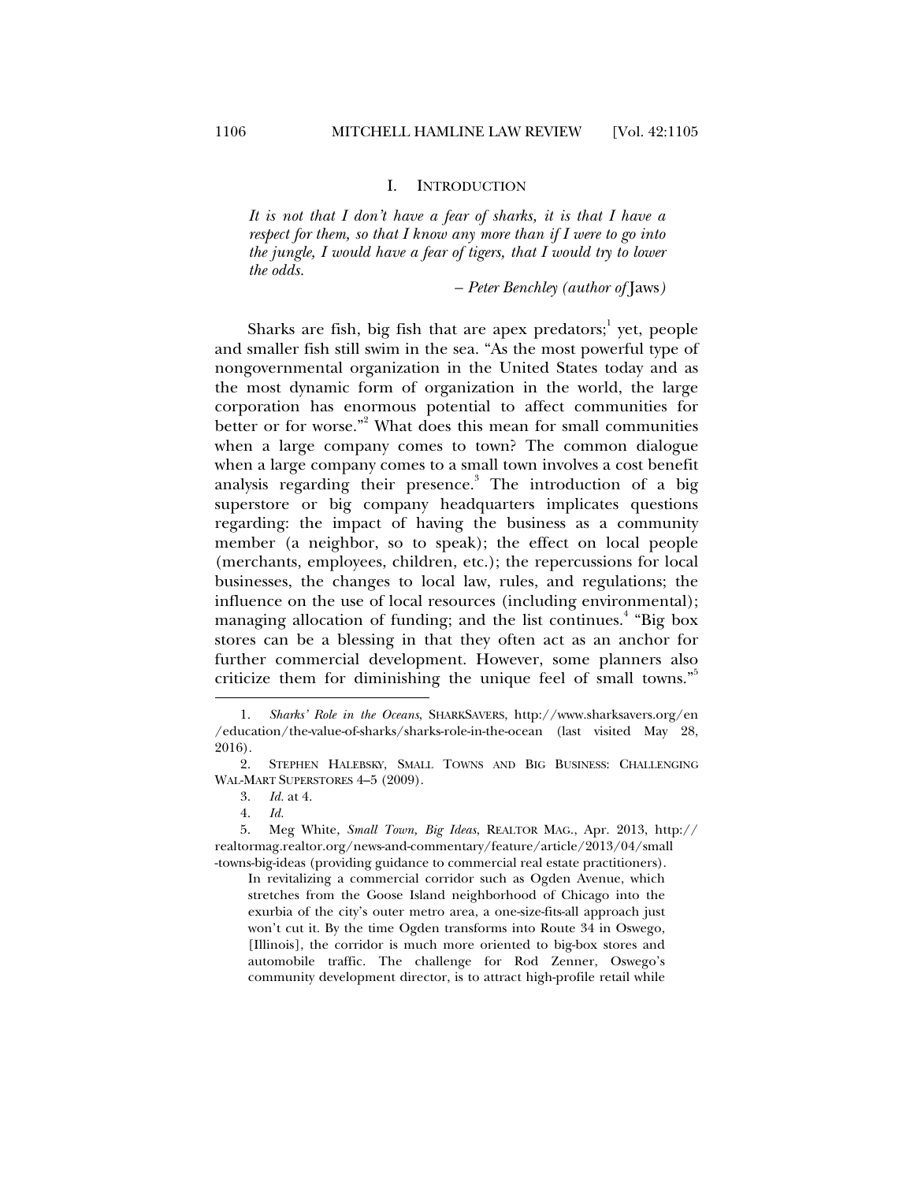## I. INTRODUCTION

> *It is not that I don't have a fear of sharks, it is that I have a respect for them, so that I know any more than if I were to go into the jungle, I would have a fear of tigers, that I would try to lower the odds.*
>
> – *Peter Benchley (author of* Jaws*)*

Sharks are fish, big fish that are apex predators;[1] yet, people and smaller fish still swim in the sea. "As the most powerful type of nongovernmental organization in the United States today and as the most dynamic form of organization in the world, the large corporation has enormous potential to affect communities for better or for worse."[2] What does this mean for small communities when a large company comes to town? The common dialogue when a large company comes to a small town involves a cost benefit analysis regarding their presence.[3] The introduction of a big superstore or big company headquarters implicates questions regarding: the impact of having the business as a community member (a neighbor, so to speak); the effect on local people (merchants, employees, children, etc.); the repercussions for local businesses, the changes to local law, rules, and regulations; the influence on the use of local resources (including environmental); managing allocation of funding; and the list continues.[4] "Big box stores can be a blessing in that they often act as an anchor for further commercial development. However, some planners also criticize them for diminishing the unique feel of small towns."[5]

---

1. *Sharks' Role in the Oceans*, SHARKSAVERS, http://www.sharksavers.org/en/education/the-value-of-sharks/sharks-role-in-the-ocean (last visited May 28, 2016).

2. STEPHEN HALEBSKY, SMALL TOWNS AND BIG BUSINESS: CHALLENGING WAL-MART SUPERSTORES 4–5 (2009).

3. *Id.* at 4.

4. *Id.*

5. Meg White, *Small Town, Big Ideas*, REALTOR MAG., Apr. 2013, http://realtormag.realtor.org/news-and-commentary/feature/article/2013/04/small-towns-big-ideas (providing guidance to commercial real estate practitioners).

> In revitalizing a commercial corridor such as Ogden Avenue, which stretches from the Goose Island neighborhood of Chicago into the exurbia of the city's outer metro area, a one-size-fits-all approach just won't cut it. By the time Ogden transforms into Route 34 in Oswego, [Illinois], the corridor is much more oriented to big-box stores and automobile traffic. The challenge for Rod Zenner, Oswego's community development director, is to attract high-profile retail while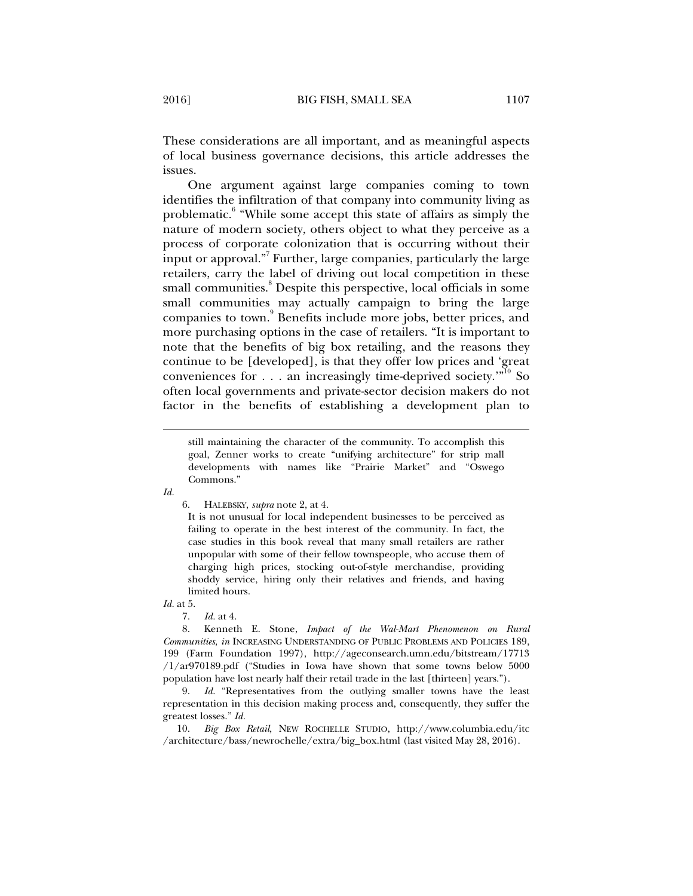These considerations are all important, and as meaningful aspects of local business governance decisions, this article addresses the issues.

One argument against large companies coming to town identifies the infiltration of that company into community living as problematic.[6] "While some accept this state of affairs as simply the nature of modern society, others object to what they perceive as a process of corporate colonization that is occurring without their input or approval."[7] Further, large companies, particularly the large retailers, carry the label of driving out local competition in these small communities.[8] Despite this perspective, local officials in some small communities may actually campaign to bring the large companies to town.[9] Benefits include more jobs, better prices, and more purchasing options in the case of retailers. "It is important to note that the benefits of big box retailing, and the reasons they continue to be [developed], is that they offer low prices and 'great conveniences for . . . an increasingly time-deprived society.'"[10] So often local governments and private-sector decision makers do not factor in the benefits of establishing a development plan to

---

> still maintaining the character of the community. To accomplish this goal, Zenner works to create "unifying architecture" for strip mall developments with names like "Prairie Market" and "Oswego Commons."

*Id.*

6. HALEBSKY, *supra* note 2, at 4.

> It is not unusual for local independent businesses to be perceived as failing to operate in the best interest of the community. In fact, the case studies in this book reveal that many small retailers are rather unpopular with some of their fellow townspeople, who accuse them of charging high prices, stocking out-of-style merchandise, providing shoddy service, hiring only their relatives and friends, and having limited hours.

*Id.* at 5.

7. *Id.* at 4.

8. Kenneth E. Stone, *Impact of the Wal-Mart Phenomenon on Rural Communities*, *in* INCREASING UNDERSTANDING OF PUBLIC PROBLEMS AND POLICIES 189, 199 (Farm Foundation 1997), http://ageconsearch.umn.edu/bitstream/17713/1/ar970189.pdf ("Studies in Iowa have shown that some towns below 5000 population have lost nearly half their retail trade in the last [thirteen] years.").

9. *Id.* "Representatives from the outlying smaller towns have the least representation in this decision making process and, consequently, they suffer the greatest losses." *Id.*

10. *Big Box Retail*, NEW ROCHELLE STUDIO, http://www.columbia.edu/itc/architecture/bass/newrochelle/extra/big_box.html (last visited May 28, 2016).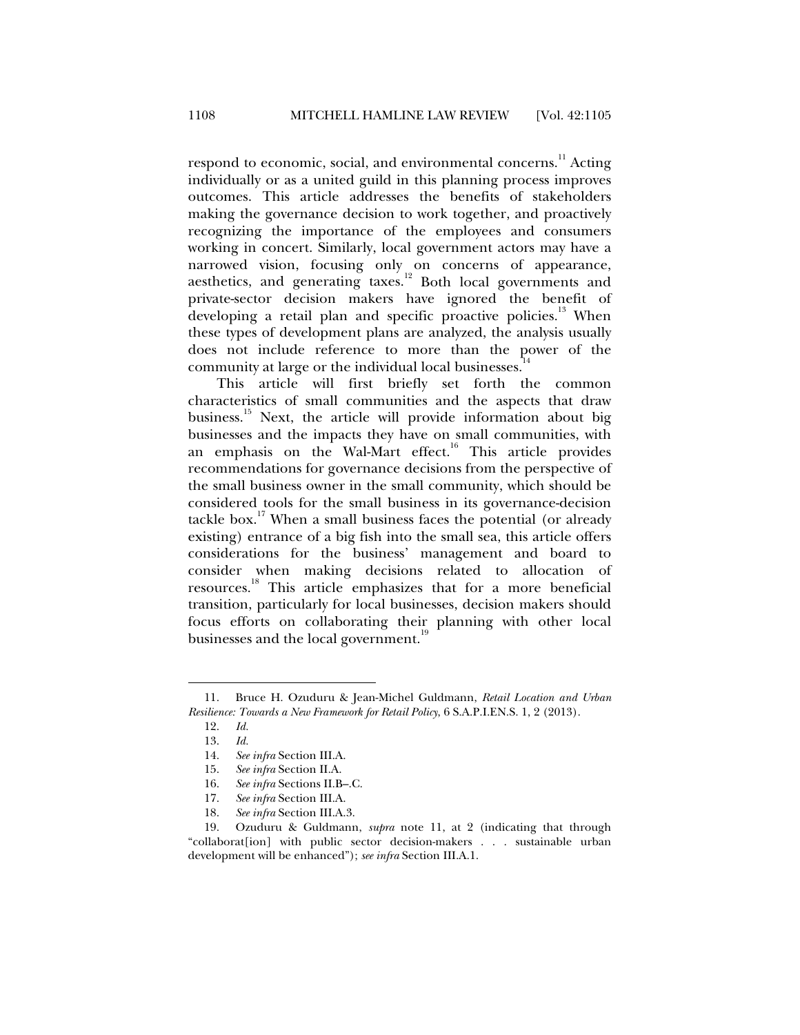respond to economic, social, and environmental concerns.[11] Acting individually or as a united guild in this planning process improves outcomes. This article addresses the benefits of stakeholders making the governance decision to work together, and proactively recognizing the importance of the employees and consumers working in concert. Similarly, local government actors may have a narrowed vision, focusing only on concerns of appearance, aesthetics, and generating taxes.[12] Both local governments and private-sector decision makers have ignored the benefit of developing a retail plan and specific proactive policies.[13] When these types of development plans are analyzed, the analysis usually does not include reference to more than the power of the community at large or the individual local businesses.[14]

This article will first briefly set forth the common characteristics of small communities and the aspects that draw business.[15] Next, the article will provide information about big businesses and the impacts they have on small communities, with an emphasis on the Wal-Mart effect.[16] This article provides recommendations for governance decisions from the perspective of the small business owner in the small community, which should be considered tools for the small business in its governance-decision tackle box.[17] When a small business faces the potential (or already existing) entrance of a big fish into the small sea, this article offers considerations for the business' management and board to consider when making decisions related to allocation of resources.[18] This article emphasizes that for a more beneficial transition, particularly for local businesses, decision makers should focus efforts on collaborating their planning with other local businesses and the local government.[19]

---

11. Bruce H. Ozuduru & Jean-Michel Guldmann, *Retail Location and Urban Resilience: Towards a New Framework for Retail Policy*, 6 S.A.P.I.EN.S. 1, 2 (2013).

12. *Id.*

13. *Id.*

14. *See infra* Section III.A.

15. *See infra* Section II.A.

16. *See infra* Sections II.B–.C.

17. *See infra* Section III.A.

18. *See infra* Section III.A.3.

19. Ozuduru & Guldmann, *supra* note 11, at 2 (indicating that through "collaborat[ion] with public sector decision-makers . . . sustainable urban development will be enhanced"); *see infra* Section III.A.1.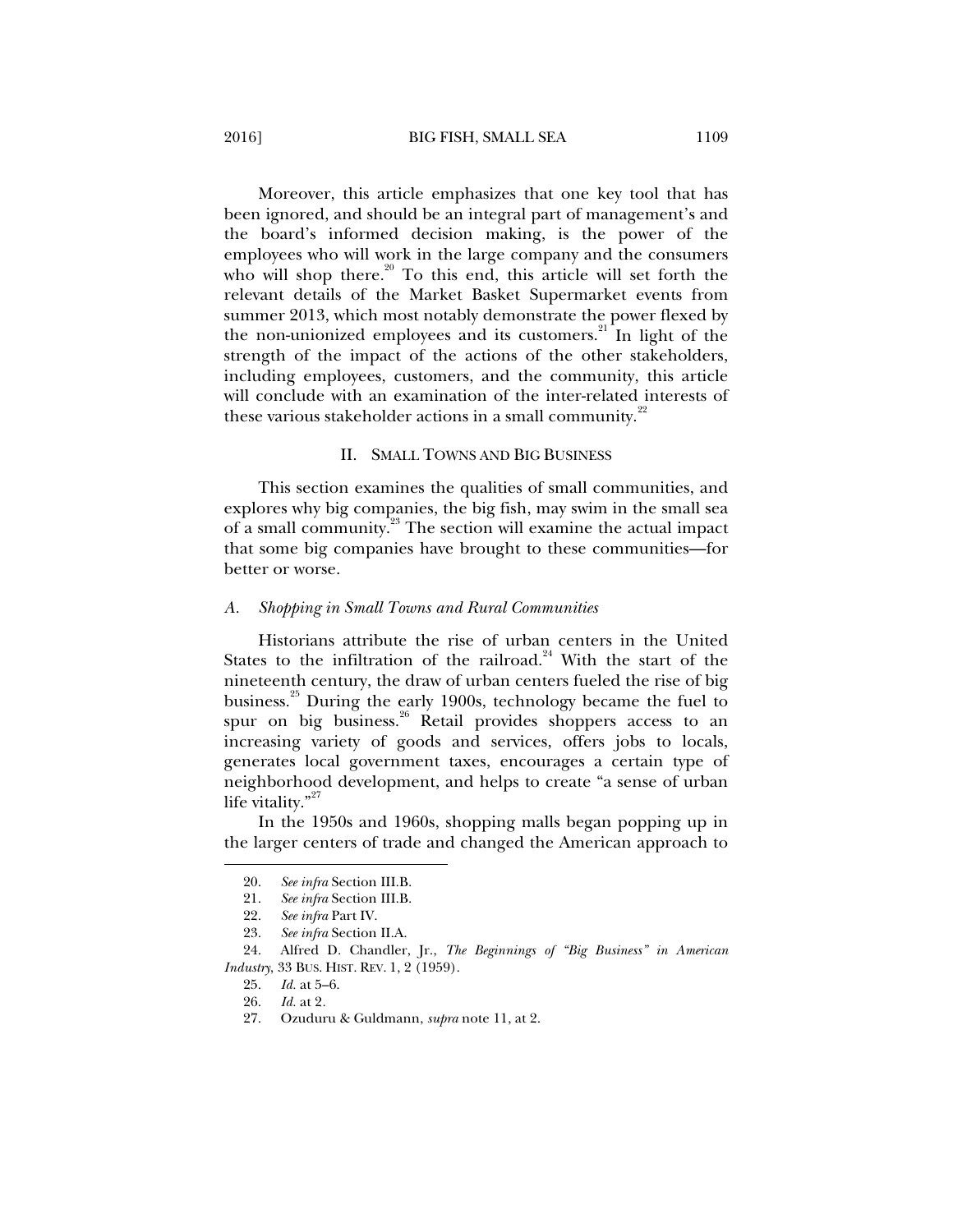Moreover, this article emphasizes that one key tool that has been ignored, and should be an integral part of management's and the board's informed decision making, is the power of the employees who will work in the large company and the consumers who will shop there.[20] To this end, this article will set forth the relevant details of the Market Basket Supermarket events from summer 2013, which most notably demonstrate the power flexed by the non-unionized employees and its customers.[21] In light of the strength of the impact of the actions of the other stakeholders, including employees, customers, and the community, this article will conclude with an examination of the inter-related interests of these various stakeholder actions in a small community.[22]

## II. SMALL TOWNS AND BIG BUSINESS

This section examines the qualities of small communities, and explores why big companies, the big fish, may swim in the small sea of a small community.[23] The section will examine the actual impact that some big companies have brought to these communities—for better or worse.

### *A. Shopping in Small Towns and Rural Communities*

Historians attribute the rise of urban centers in the United States to the infiltration of the railroad.[24] With the start of the nineteenth century, the draw of urban centers fueled the rise of big business.[25] During the early 1900s, technology became the fuel to spur on big business.[26] Retail provides shoppers access to an increasing variety of goods and services, offers jobs to locals, generates local government taxes, encourages a certain type of neighborhood development, and helps to create "a sense of urban life vitality."[27]

In the 1950s and 1960s, shopping malls began popping up in the larger centers of trade and changed the American approach to

---

20. *See infra* Section III.B.

21. *See infra* Section III.B.

22. *See infra* Part IV.

23. *See infra* Section II.A.

24. Alfred D. Chandler, Jr., *The Beginnings of "Big Business" in American Industry*, 33 BUS. HIST. REV. 1, 2 (1959).

25. *Id.* at 5–6.

26. *Id.* at 2.

27. Ozuduru & Guldmann, *supra* note 11, at 2.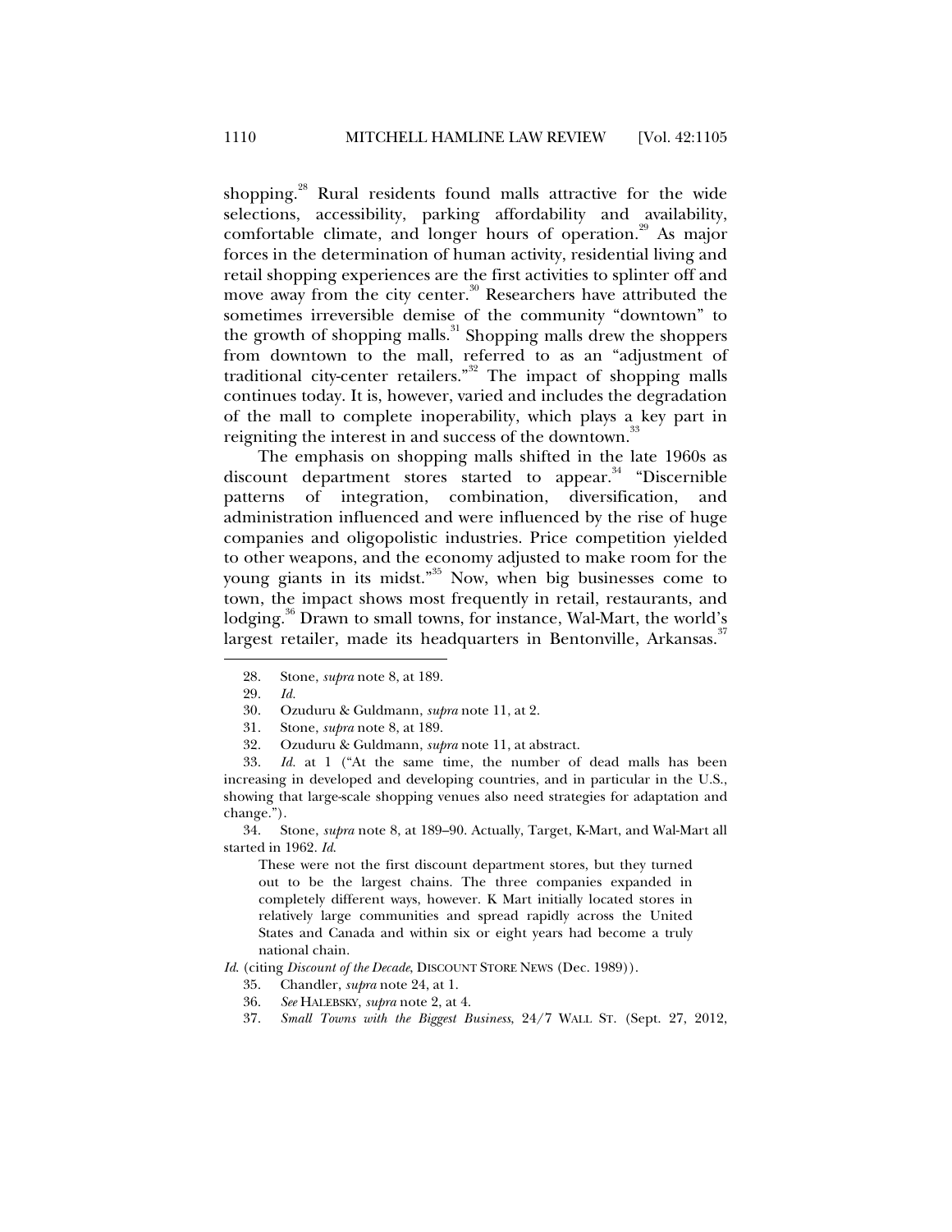shopping.[28] Rural residents found malls attractive for the wide selections, accessibility, parking affordability and availability, comfortable climate, and longer hours of operation.[29] As major forces in the determination of human activity, residential living and retail shopping experiences are the first activities to splinter off and move away from the city center.[30] Researchers have attributed the sometimes irreversible demise of the community "downtown" to the growth of shopping malls.[31] Shopping malls drew the shoppers from downtown to the mall, referred to as an "adjustment of traditional city-center retailers."[32] The impact of shopping malls continues today. It is, however, varied and includes the degradation of the mall to complete inoperability, which plays a key part in reigniting the interest in and success of the downtown.[33]

The emphasis on shopping malls shifted in the late 1960s as discount department stores started to appear.[34] "Discernible patterns of integration, combination, diversification, and administration influenced and were influenced by the rise of huge companies and oligopolistic industries. Price competition yielded to other weapons, and the economy adjusted to make room for the young giants in its midst."[35] Now, when big businesses come to town, the impact shows most frequently in retail, restaurants, and lodging.[36] Drawn to small towns, for instance, Wal-Mart, the world's largest retailer, made its headquarters in Bentonville, Arkansas.[37]

---

28. Stone, *supra* note 8, at 189.

29. *Id.*

30. Ozuduru & Guldmann, *supra* note 11, at 2.

31. Stone, *supra* note 8, at 189.

32. Ozuduru & Guldmann, *supra* note 11, at abstract.

33. *Id.* at 1 ("At the same time, the number of dead malls has been increasing in developed and developing countries, and in particular in the U.S., showing that large-scale shopping venues also need strategies for adaptation and change.").

34. Stone, *supra* note 8, at 189–90. Actually, Target, K-Mart, and Wal-Mart all started in 1962. *Id.*

> These were not the first discount department stores, but they turned out to be the largest chains. The three companies expanded in completely different ways, however. K Mart initially located stores in relatively large communities and spread rapidly across the United States and Canada and within six or eight years had become a truly national chain.

*Id.* (citing *Discount of the Decade*, DISCOUNT STORE NEWS (Dec. 1989)).

35. Chandler, *supra* note 24, at 1.

36. *See* HALEBSKY, *supra* note 2, at 4.

37. *Small Towns with the Biggest Business*, 24/7 WALL ST. (Sept. 27, 2012,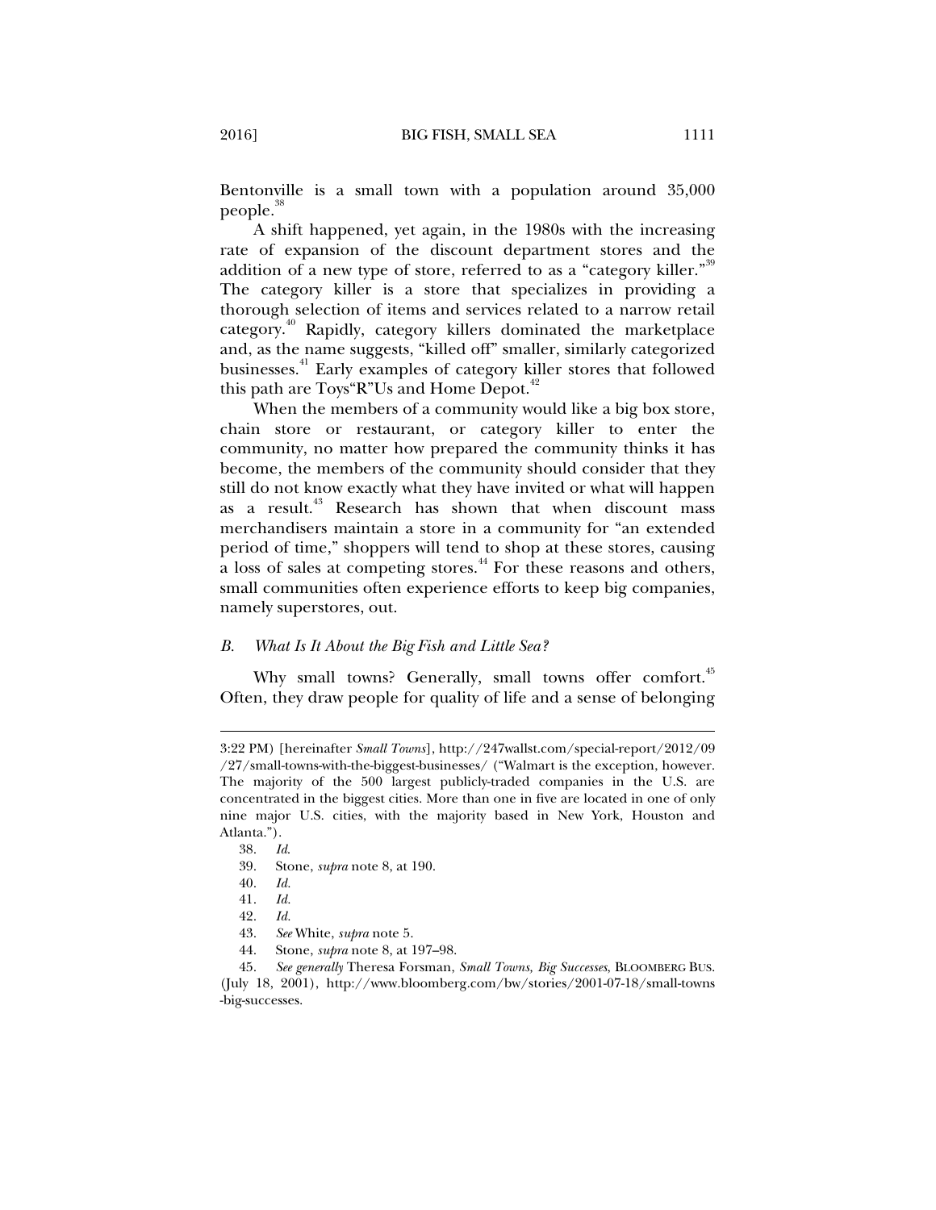Bentonville is a small town with a population around 35,000 people.[38]

A shift happened, yet again, in the 1980s with the increasing rate of expansion of the discount department stores and the addition of a new type of store, referred to as a "category killer."[39] The category killer is a store that specializes in providing a thorough selection of items and services related to a narrow retail category.[40] Rapidly, category killers dominated the marketplace and, as the name suggests, "killed off" smaller, similarly categorized businesses.[41] Early examples of category killer stores that followed this path are Toys"R"Us and Home Depot.[42]

When the members of a community would like a big box store, chain store or restaurant, or category killer to enter the community, no matter how prepared the community thinks it has become, the members of the community should consider that they still do not know exactly what they have invited or what will happen as a result.[43] Research has shown that when discount mass merchandisers maintain a store in a community for "an extended period of time," shoppers will tend to shop at these stores, causing a loss of sales at competing stores.[44] For these reasons and others, small communities often experience efforts to keep big companies, namely superstores, out.

### *B. What Is It About the Big Fish and Little Sea?*

Why small towns? Generally, small towns offer comfort.[45] Often, they draw people for quality of life and a sense of belonging

---

3:22 PM) [hereinafter *Small Towns*], http://247wallst.com/special-report/2012/09/27/small-towns-with-the-biggest-businesses/ ("Walmart is the exception, however. The majority of the 500 largest publicly-traded companies in the U.S. are concentrated in the biggest cities. More than one in five are located in one of only nine major U.S. cities, with the majority based in New York, Houston and Atlanta.").

38. *Id.*

39. Stone, *supra* note 8, at 190.

40. *Id.*

41. *Id.*

42. *Id.*

43. *See* White, *supra* note 5.

44. Stone, *supra* note 8, at 197–98.

45. *See generally* Theresa Forsman, *Small Towns, Big Successes*, BLOOMBERG BUS. (July 18, 2001), http://www.bloomberg.com/bw/stories/2001-07-18/small-towns-big-successes.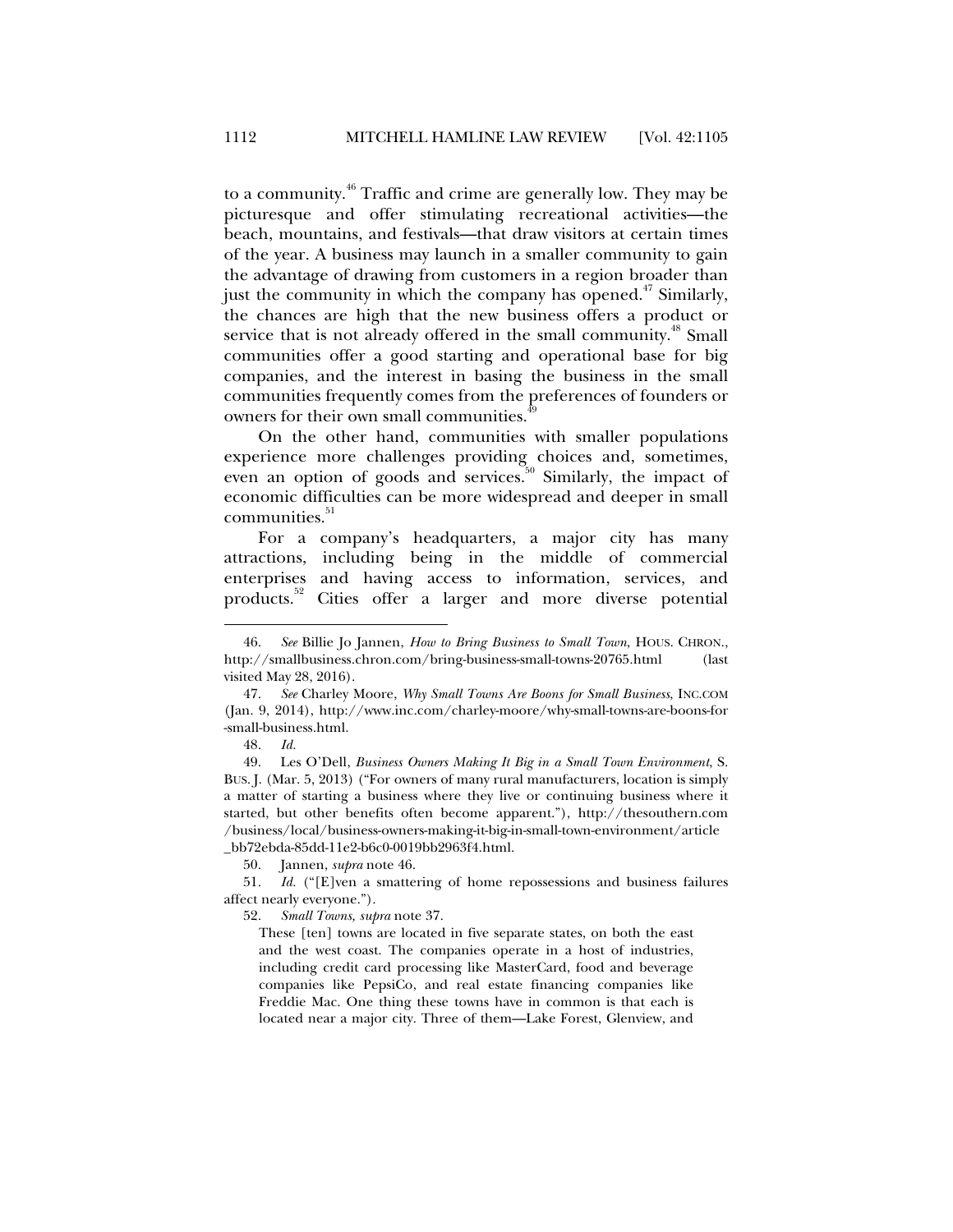to a community.[46] Traffic and crime are generally low. They may be picturesque and offer stimulating recreational activities—the beach, mountains, and festivals—that draw visitors at certain times of the year. A business may launch in a smaller community to gain the advantage of drawing from customers in a region broader than just the community in which the company has opened.[47] Similarly, the chances are high that the new business offers a product or service that is not already offered in the small community.[48] Small communities offer a good starting and operational base for big companies, and the interest in basing the business in the small communities frequently comes from the preferences of founders or owners for their own small communities.[49]

On the other hand, communities with smaller populations experience more challenges providing choices and, sometimes, even an option of goods and services.[50] Similarly, the impact of economic difficulties can be more widespread and deeper in small communities.[51]

For a company's headquarters, a major city has many attractions, including being in the middle of commercial enterprises and having access to information, services, and products.[52] Cities offer a larger and more diverse potential

---

46. *See* Billie Jo Jannen, *How to Bring Business to Small Town*, HOUS. CHRON., http://smallbusiness.chron.com/bring-business-small-towns-20765.html (last visited May 28, 2016).

47. *See* Charley Moore, *Why Small Towns Are Boons for Small Business*, INC.COM (Jan. 9, 2014), http://www.inc.com/charley-moore/why-small-towns-are-boons-for-small-business.html.

48. *Id.*

49. Les O'Dell, *Business Owners Making It Big in a Small Town Environment*, S. BUS. J. (Mar. 5, 2013) ("For owners of many rural manufacturers, location is simply a matter of starting a business where they live or continuing business where it started, but other benefits often become apparent."), http://thesouthern.com/business/local/business-owners-making-it-big-in-small-town-environment/article_bb72ebda-85dd-11e2-b6c0-0019bb2963f4.html.

50. Jannen, *supra* note 46.

51. *Id.* ("[E]ven a smattering of home repossessions and business failures affect nearly everyone.").

52. *Small Towns, supra* note 37.

> These [ten] towns are located in five separate states, on both the east and the west coast. The companies operate in a host of industries, including credit card processing like MasterCard, food and beverage companies like PepsiCo, and real estate financing companies like Freddie Mac. One thing these towns have in common is that each is located near a major city. Three of them—Lake Forest, Glenview, and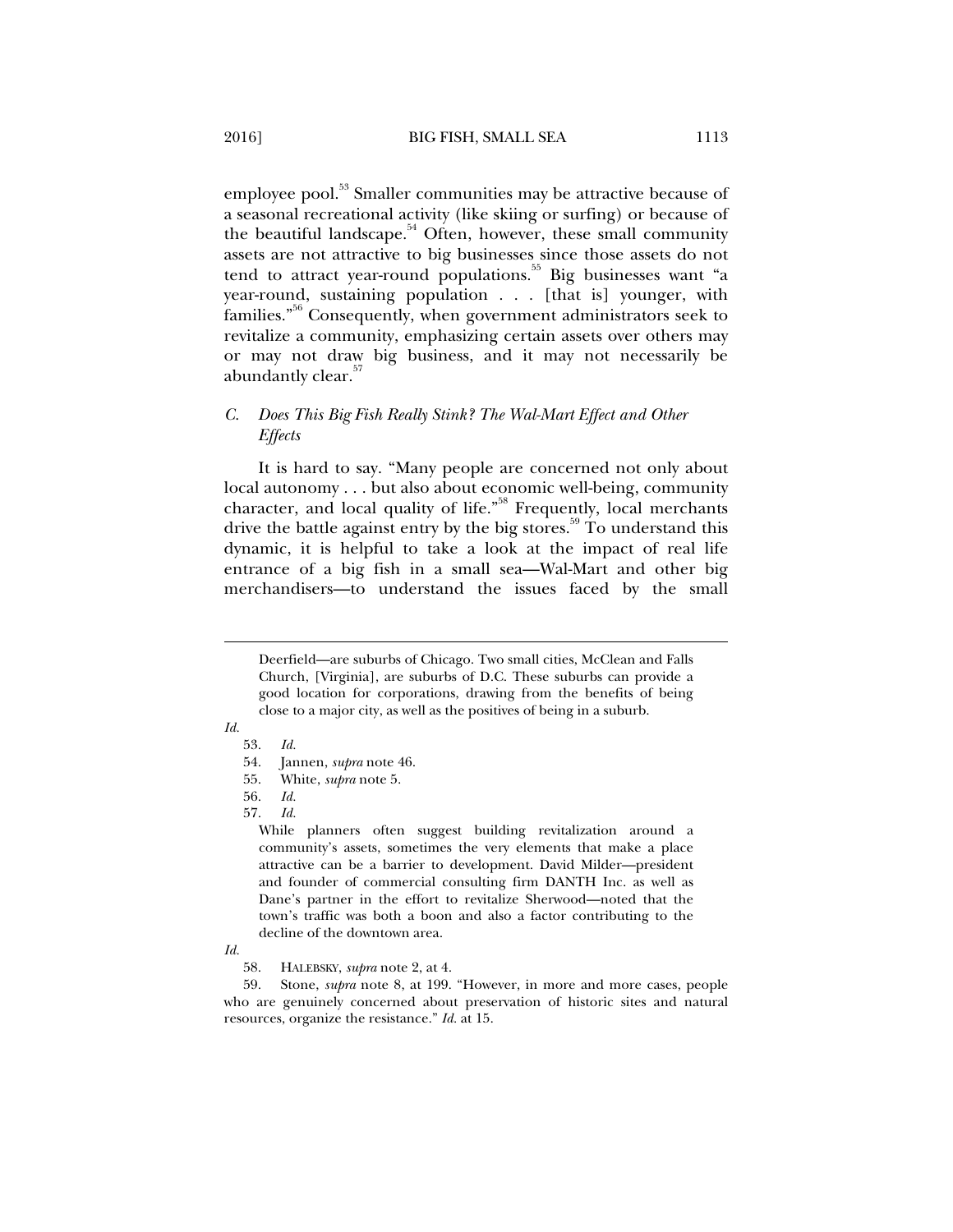employee pool.[53] Smaller communities may be attractive because of a seasonal recreational activity (like skiing or surfing) or because of the beautiful landscape.[54] Often, however, these small community assets are not attractive to big businesses since those assets do not tend to attract year-round populations.[55] Big businesses want "a year-round, sustaining population . . . [that is] younger, with families."[56] Consequently, when government administrators seek to revitalize a community, emphasizing certain assets over others may or may not draw big business, and it may not necessarily be abundantly clear.[57]

### *C. Does This Big Fish Really Stink? The Wal-Mart Effect and Other Effects*

It is hard to say. "Many people are concerned not only about local autonomy . . . but also about economic well-being, community character, and local quality of life."[58] Frequently, local merchants drive the battle against entry by the big stores.[59] To understand this dynamic, it is helpful to take a look at the impact of real life entrance of a big fish in a small sea—Wal-Mart and other big merchandisers—to understand the issues faced by the small

---

> Deerfield—are suburbs of Chicago. Two small cities, McClean and Falls Church, [Virginia], are suburbs of D.C. These suburbs can provide a good location for corporations, drawing from the benefits of being close to a major city, as well as the positives of being in a suburb.

*Id.*

53. *Id.*

54. Jannen, *supra* note 46.

55. White, *supra* note 5.

56. *Id.*

57. *Id.*

> While planners often suggest building revitalization around a community's assets, sometimes the very elements that make a place attractive can be a barrier to development. David Milder—president and founder of commercial consulting firm DANTH Inc. as well as Dane's partner in the effort to revitalize Sherwood—noted that the town's traffic was both a boon and also a factor contributing to the decline of the downtown area.

*Id.*

58. HALEBSKY, *supra* note 2, at 4.

59. Stone, *supra* note 8, at 199. "However, in more and more cases, people who are genuinely concerned about preservation of historic sites and natural resources, organize the resistance." *Id.* at 15.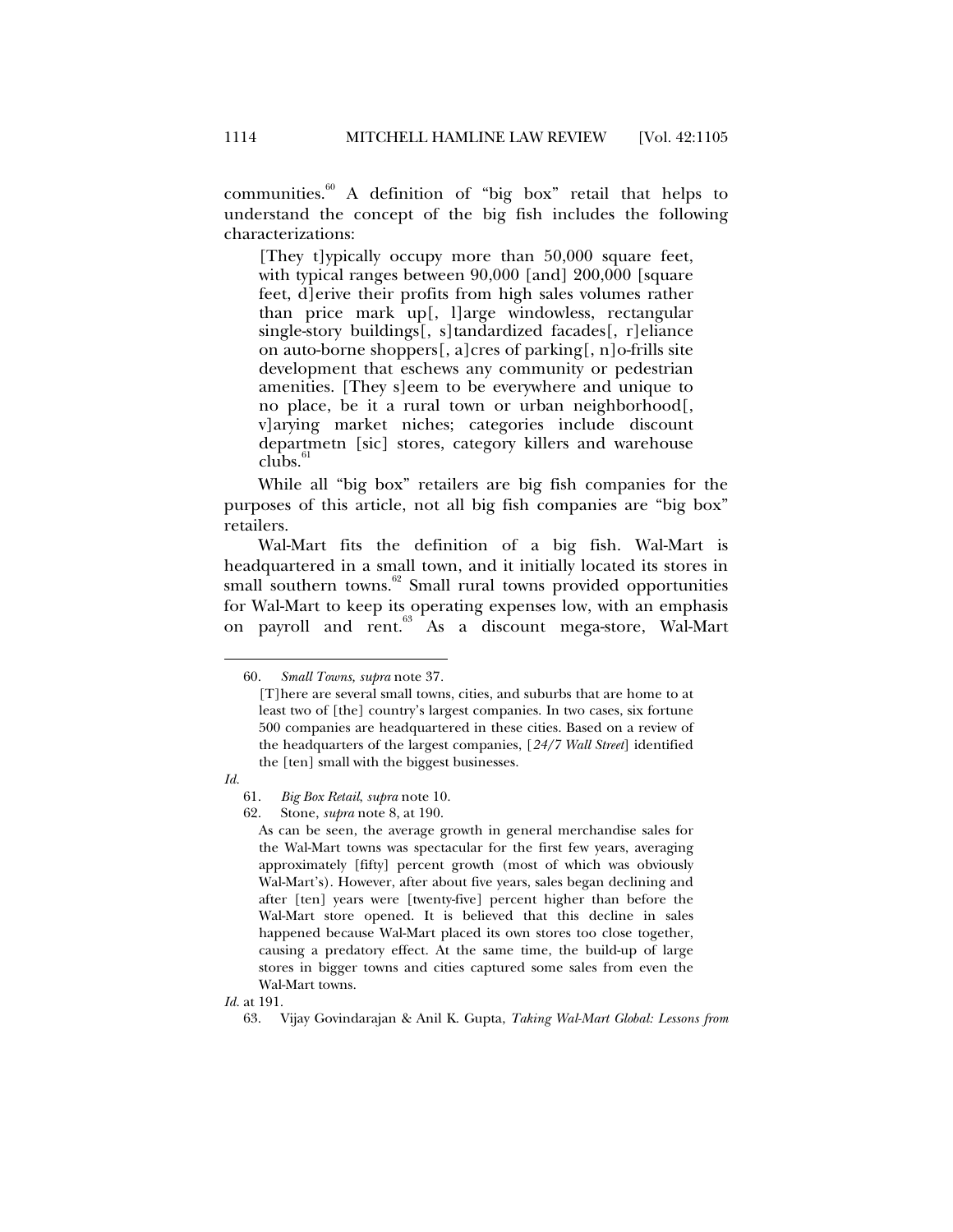communities.[60] A definition of "big box" retail that helps to understand the concept of the big fish includes the following characterizations:

> [They t]ypically occupy more than 50,000 square feet, with typical ranges between 90,000 [and] 200,000 [square feet, d]erive their profits from high sales volumes rather than price mark up[, l]arge windowless, rectangular single-story buildings[, s]tandardized facades[, r]eliance on auto-borne shoppers[, a]cres of parking[, n]o-frills site development that eschews any community or pedestrian amenities. [They s]eem to be everywhere and unique to no place, be it a rural town or urban neighborhood[, v]arying market niches; categories include discount departmetn [sic] stores, category killers and warehouse clubs.[61]

While all "big box" retailers are big fish companies for the purposes of this article, not all big fish companies are "big box" retailers.

Wal-Mart fits the definition of a big fish. Wal-Mart is headquartered in a small town, and it initially located its stores in small southern towns.[62] Small rural towns provided opportunities for Wal-Mart to keep its operating expenses low, with an emphasis on payroll and rent.[63] As a discount mega-store, Wal-Mart

---

60. *Small Towns, supra* note 37.

> [T]here are several small towns, cities, and suburbs that are home to at least two of [the] country's largest companies. In two cases, six fortune 500 companies are headquartered in these cities. Based on a review of the headquarters of the largest companies, [*24/7 Wall Street*] identified the [ten] small with the biggest businesses.

*Id.*

61. *Big Box Retail*, *supra* note 10.

62. Stone, *supra* note 8, at 190.

> As can be seen, the average growth in general merchandise sales for the Wal-Mart towns was spectacular for the first few years, averaging approximately [fifty] percent growth (most of which was obviously Wal-Mart's). However, after about five years, sales began declining and after [ten] years were [twenty-five] percent higher than before the Wal-Mart store opened. It is believed that this decline in sales happened because Wal-Mart placed its own stores too close together, causing a predatory effect. At the same time, the build-up of large stores in bigger towns and cities captured some sales from even the Wal-Mart towns.

*Id.* at 191.

63. Vijay Govindarajan & Anil K. Gupta, *Taking Wal-Mart Global: Lessons from*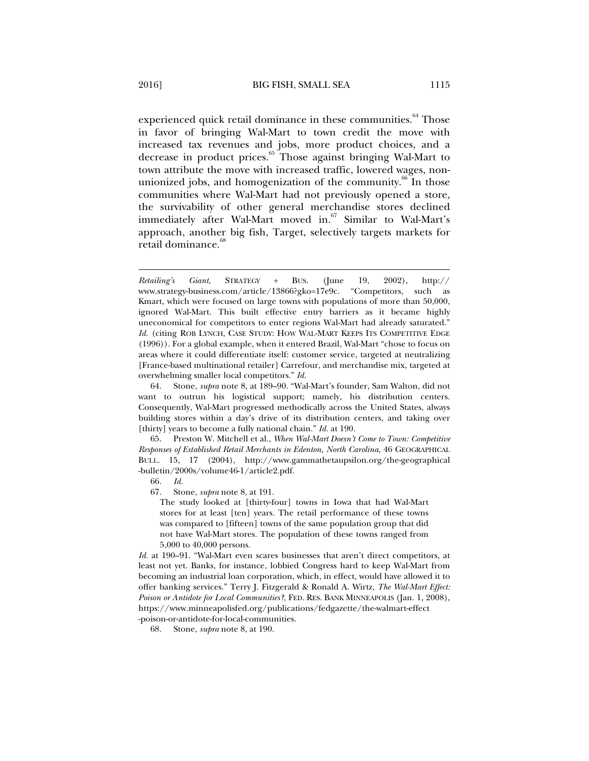experienced quick retail dominance in these communities.[64] Those in favor of bringing Wal-Mart to town credit the move with increased tax revenues and jobs, more product choices, and a decrease in product prices.[65] Those against bringing Wal-Mart to town attribute the move with increased traffic, lowered wages, non-unionized jobs, and homogenization of the community.[66] In those communities where Wal-Mart had not previously opened a store, the survivability of other general merchandise stores declined immediately after Wal-Mart moved in.[67] Similar to Wal-Mart's approach, another big fish, Target, selectively targets markets for retail dominance.[68]

---

*Retailing's Giant*, STRATEGY + BUS. (June 19, 2002), http://www.strategy-business.com/article/13866?gko=17e9c. "Competitors, such as Kmart, which were focused on large towns with populations of more than 50,000, ignored Wal-Mart. This built effective entry barriers as it became highly uneconomical for competitors to enter regions Wal-Mart had already saturated." *Id.* (citing ROB LYNCH, CASE STUDY: HOW WAL-MART KEEPS ITS COMPETITIVE EDGE (1996)). For a global example, when it entered Brazil, Wal-Mart "chose to focus on areas where it could differentiate itself: customer service, targeted at neutralizing [France-based multinational retailer] Carrefour, and merchandise mix, targeted at overwhelming smaller local competitors." *Id.*

64. Stone, *supra* note 8, at 189–90. "Wal-Mart's founder, Sam Walton, did not want to outrun his logistical support; namely, his distribution centers. Consequently, Wal-Mart progressed methodically across the United States, always building stores within a day's drive of its distribution centers, and taking over [thirty] years to become a fully national chain." *Id.* at 190.

65. Preston W. Mitchell et al., *When Wal-Mart Doesn't Come to Town: Competitive Responses of Established Retail Merchants in Edenton, North Carolina*, 46 GEOGRAPHICAL BULL. 15, 17 (2004), http://www.gammathetaupsilon.org/the-geographical-bulletin/2000s/volume46-1/article2.pdf.

66. *Id.*

67. Stone, *supra* note 8, at 191.

> The study looked at [thirty-four] towns in Iowa that had Wal-Mart stores for at least [ten] years. The retail performance of these towns was compared to [fifteen] towns of the same population group that did not have Wal-Mart stores. The population of these towns ranged from 5,000 to 40,000 persons.

*Id.* at 190–91. "Wal-Mart even scares businesses that aren't direct competitors, at least not yet. Banks, for instance, lobbied Congress hard to keep Wal-Mart from becoming an industrial loan corporation, which, in effect, would have allowed it to offer banking services." Terry J. Fitzgerald & Ronald A. Wirtz, *The Wal-Mart Effect: Poison or Antidote for Local Communities?*, FED. RES. BANK MINNEAPOLIS (Jan. 1, 2008), https://www.minneapolisfed.org/publications/fedgazette/the-walmart-effect-poison-or-antidote-for-local-communities.

68. Stone, *supra* note 8, at 190.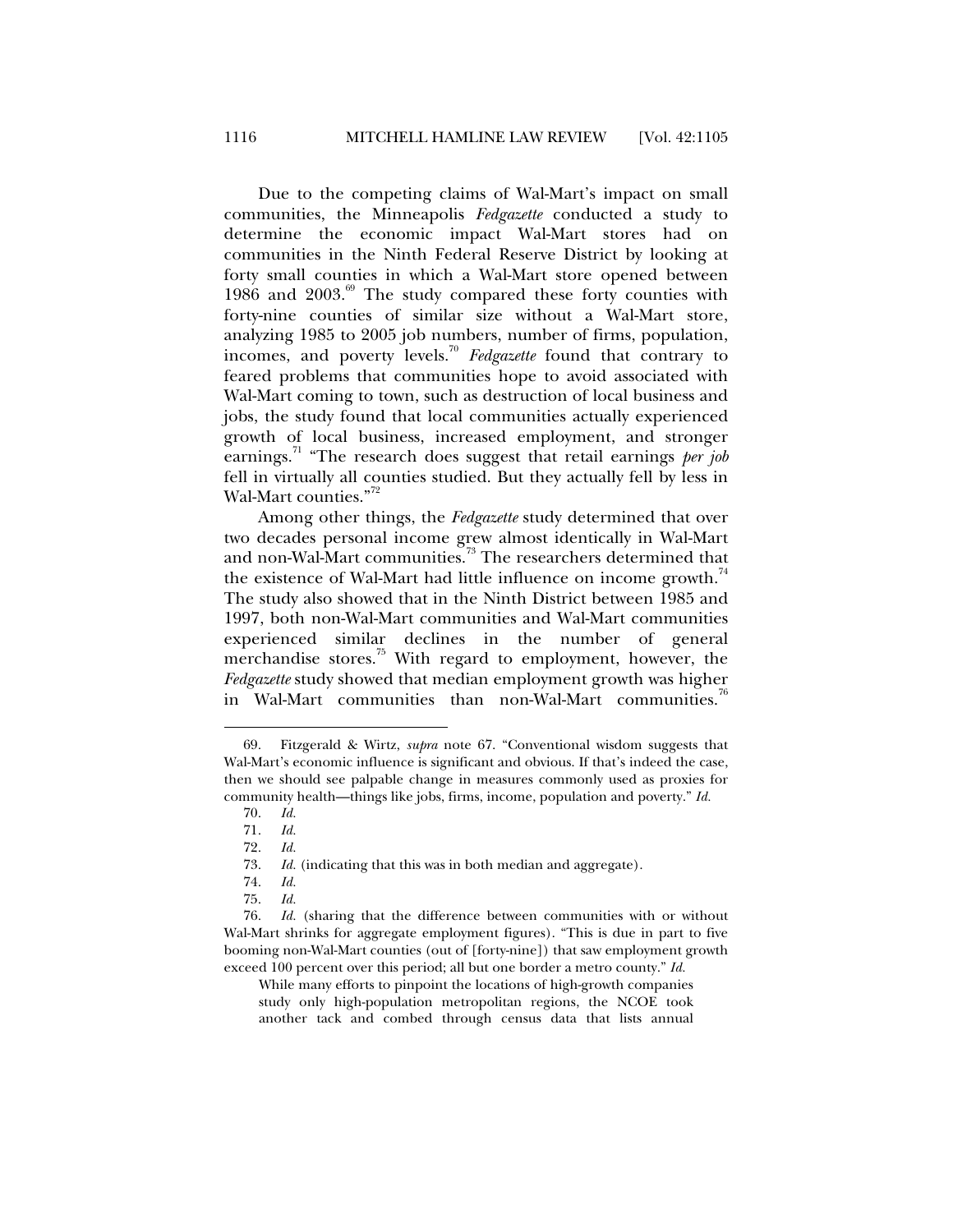Due to the competing claims of Wal-Mart's impact on small communities, the Minneapolis *Fedgazette* conducted a study to determine the economic impact Wal-Mart stores had on communities in the Ninth Federal Reserve District by looking at forty small counties in which a Wal-Mart store opened between 1986 and 2003.[69] The study compared these forty counties with forty-nine counties of similar size without a Wal-Mart store, analyzing 1985 to 2005 job numbers, number of firms, population, incomes, and poverty levels.[70] *Fedgazette* found that contrary to feared problems that communities hope to avoid associated with Wal-Mart coming to town, such as destruction of local business and jobs, the study found that local communities actually experienced growth of local business, increased employment, and stronger earnings.[71] "The research does suggest that retail earnings *per job* fell in virtually all counties studied. But they actually fell by less in Wal-Mart counties."[72]

Among other things, the *Fedgazette* study determined that over two decades personal income grew almost identically in Wal-Mart and non-Wal-Mart communities.[73] The researchers determined that the existence of Wal-Mart had little influence on income growth.[74] The study also showed that in the Ninth District between 1985 and 1997, both non-Wal-Mart communities and Wal-Mart communities experienced similar declines in the number of general merchandise stores.[75] With regard to employment, however, the *Fedgazette* study showed that median employment growth was higher in Wal-Mart communities than non-Wal-Mart communities.[76]

---

69. Fitzgerald & Wirtz, *supra* note 67. "Conventional wisdom suggests that Wal-Mart's economic influence is significant and obvious. If that's indeed the case, then we should see palpable change in measures commonly used as proxies for community health—things like jobs, firms, income, population and poverty." *Id.*

70. *Id.*

71. *Id.*

72. *Id.*

73. *Id.* (indicating that this was in both median and aggregate).

74. *Id.*

75. *Id.*

76. *Id.* (sharing that the difference between communities with or without Wal-Mart shrinks for aggregate employment figures). "This is due in part to five booming non-Wal-Mart counties (out of [forty-nine]) that saw employment growth exceed 100 percent over this period; all but one border a metro county." *Id.*

> While many efforts to pinpoint the locations of high-growth companies study only high-population metropolitan regions, the NCOE took another tack and combed through census data that lists annual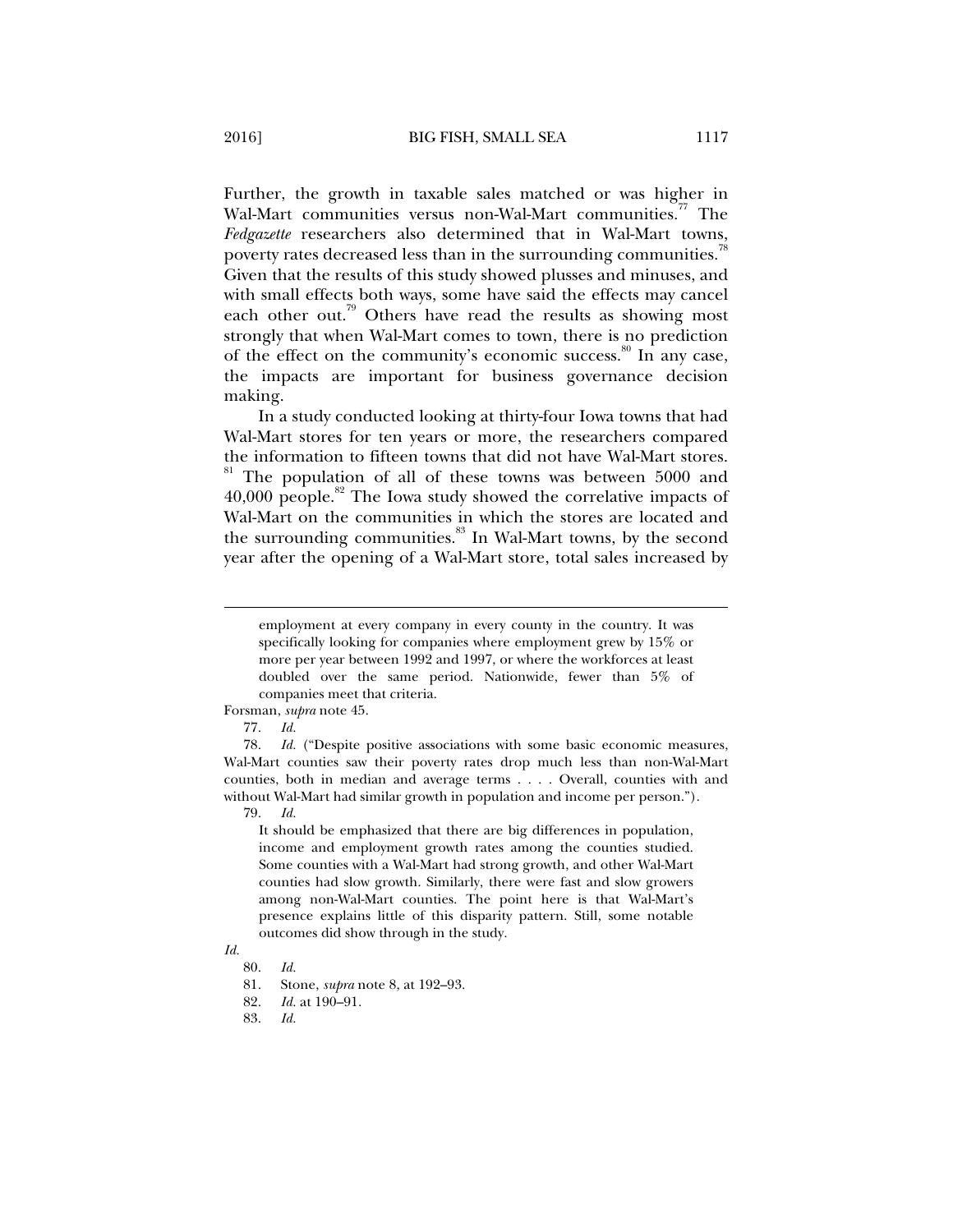Further, the growth in taxable sales matched or was higher in Wal-Mart communities versus non-Wal-Mart communities.[77] The *Fedgazette* researchers also determined that in Wal-Mart towns, poverty rates decreased less than in the surrounding communities.[78] Given that the results of this study showed plusses and minuses, and with small effects both ways, some have said the effects may cancel each other out.[79] Others have read the results as showing most strongly that when Wal-Mart comes to town, there is no prediction of the effect on the community's economic success.[80] In any case, the impacts are important for business governance decision making.

In a study conducted looking at thirty-four Iowa towns that had Wal-Mart stores for ten years or more, the researchers compared the information to fifteen towns that did not have Wal-Mart stores.[81] The population of all of these towns was between 5000 and 40,000 people.[82] The Iowa study showed the correlative impacts of Wal-Mart on the communities in which the stores are located and the surrounding communities.[83] In Wal-Mart towns, by the second year after the opening of a Wal-Mart store, total sales increased by

---

> employment at every company in every county in the country. It was specifically looking for companies where employment grew by 15% or more per year between 1992 and 1997, or where the workforces at least doubled over the same period. Nationwide, fewer than 5% of companies meet that criteria.

Forsman, *supra* note 45.

77. *Id.*

78. *Id.* ("Despite positive associations with some basic economic measures, Wal-Mart counties saw their poverty rates drop much less than non-Wal-Mart counties, both in median and average terms . . . . Overall, counties with and without Wal-Mart had similar growth in population and income per person.").

79. *Id.*

> It should be emphasized that there are big differences in population, income and employment growth rates among the counties studied. Some counties with a Wal-Mart had strong growth, and other Wal-Mart counties had slow growth. Similarly, there were fast and slow growers among non-Wal-Mart counties. The point here is that Wal-Mart's presence explains little of this disparity pattern. Still, some notable outcomes did show through in the study.

*Id.*

80. *Id.*

81. Stone, *supra* note 8, at 192–93.

82. *Id.* at 190–91.

83. *Id.*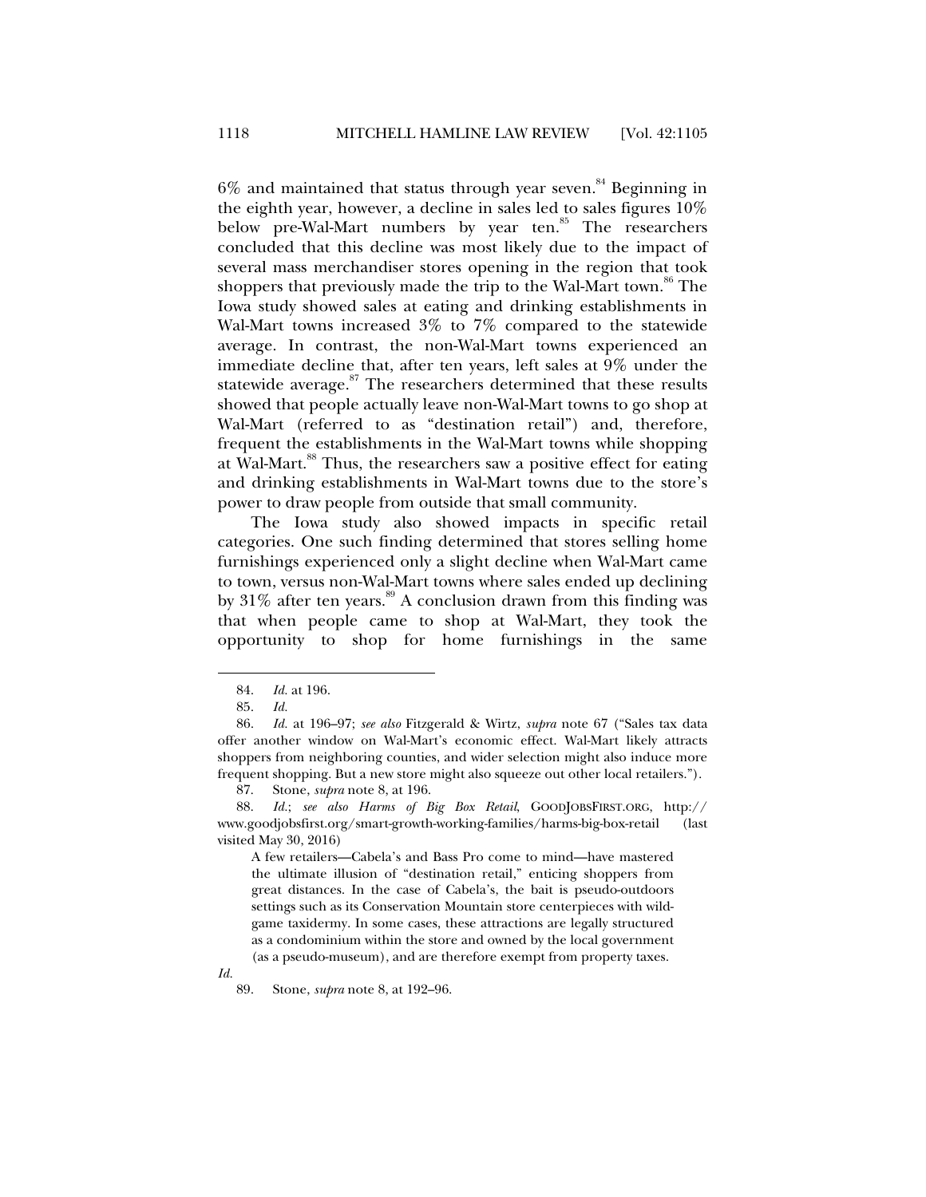6% and maintained that status through year seven.[84] Beginning in the eighth year, however, a decline in sales led to sales figures 10% below pre-Wal-Mart numbers by year ten.[85] The researchers concluded that this decline was most likely due to the impact of several mass merchandiser stores opening in the region that took shoppers that previously made the trip to the Wal-Mart town.[86] The Iowa study showed sales at eating and drinking establishments in Wal-Mart towns increased 3% to 7% compared to the statewide average. In contrast, the non-Wal-Mart towns experienced an immediate decline that, after ten years, left sales at 9% under the statewide average.[87] The researchers determined that these results showed that people actually leave non-Wal-Mart towns to go shop at Wal-Mart (referred to as "destination retail") and, therefore, frequent the establishments in the Wal-Mart towns while shopping at Wal-Mart.[88] Thus, the researchers saw a positive effect for eating and drinking establishments in Wal-Mart towns due to the store's power to draw people from outside that small community.

The Iowa study also showed impacts in specific retail categories. One such finding determined that stores selling home furnishings experienced only a slight decline when Wal-Mart came to town, versus non-Wal-Mart towns where sales ended up declining by 31% after ten years.[89] A conclusion drawn from this finding was that when people came to shop at Wal-Mart, they took the opportunity to shop for home furnishings in the same

---

84. *Id.* at 196.

85. *Id.*

86. *Id.* at 196–97; *see also* Fitzgerald & Wirtz, *supra* note 67 ("Sales tax data offer another window on Wal-Mart's economic effect. Wal-Mart likely attracts shoppers from neighboring counties, and wider selection might also induce more frequent shopping. But a new store might also squeeze out other local retailers.").

87. Stone, *supra* note 8, at 196.

88. *Id.*; *see also Harms of Big Box Retail*, GOODJOBSFIRST.ORG, http://www.goodjobsfirst.org/smart-growth-working-families/harms-big-box-retail (last visited May 30, 2016)

> A few retailers—Cabela's and Bass Pro come to mind—have mastered the ultimate illusion of "destination retail," enticing shoppers from great distances. In the case of Cabela's, the bait is pseudo-outdoors settings such as its Conservation Mountain store centerpieces with wild-game taxidermy. In some cases, these attractions are legally structured as a condominium within the store and owned by the local government (as a pseudo-museum), and are therefore exempt from property taxes.

*Id.*

89. Stone, *supra* note 8, at 192–96.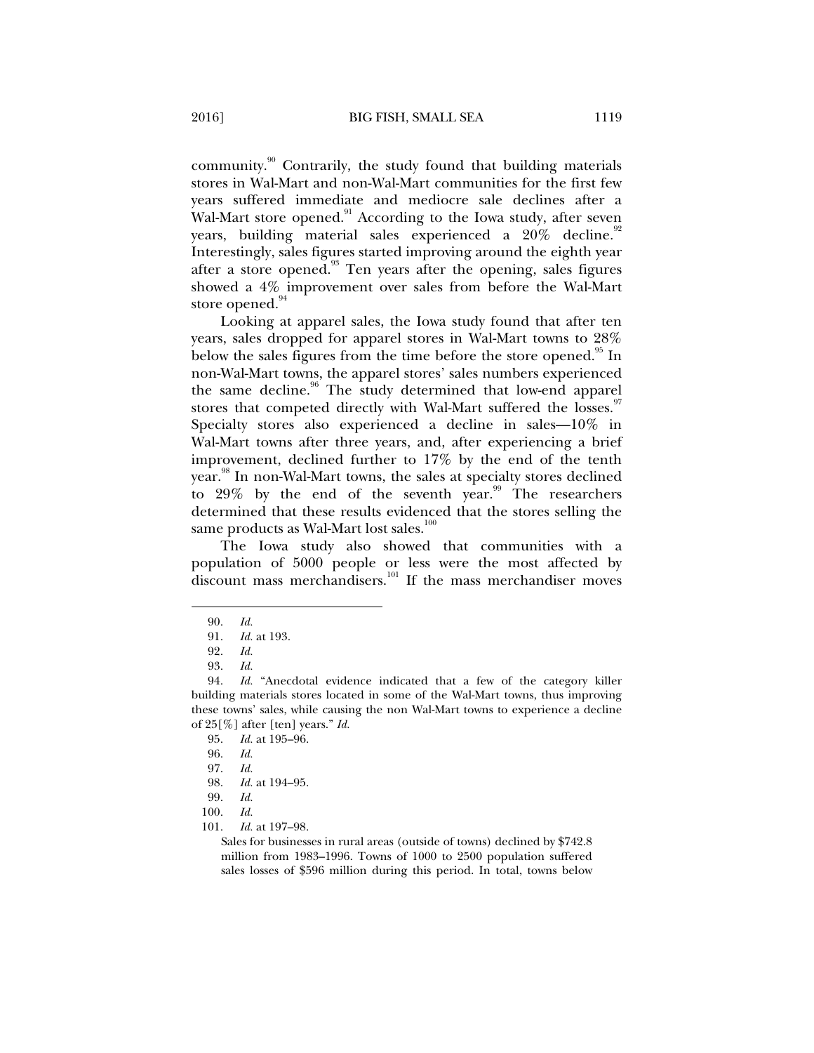community.[90] Contrarily, the study found that building materials stores in Wal-Mart and non-Wal-Mart communities for the first few years suffered immediate and mediocre sale declines after a Wal-Mart store opened.[91] According to the Iowa study, after seven years, building material sales experienced a 20% decline.[92] Interestingly, sales figures started improving around the eighth year after a store opened.[93] Ten years after the opening, sales figures showed a 4% improvement over sales from before the Wal-Mart store opened.[94]

Looking at apparel sales, the Iowa study found that after ten years, sales dropped for apparel stores in Wal-Mart towns to 28% below the sales figures from the time before the store opened.[95] In non-Wal-Mart towns, the apparel stores' sales numbers experienced the same decline.[96] The study determined that low-end apparel stores that competed directly with Wal-Mart suffered the losses.[97] Specialty stores also experienced a decline in sales—10% in Wal-Mart towns after three years, and, after experiencing a brief improvement, declined further to 17% by the end of the tenth year.[98] In non-Wal-Mart towns, the sales at specialty stores declined to 29% by the end of the seventh year.[99] The researchers determined that these results evidenced that the stores selling the same products as Wal-Mart lost sales.[100]

The Iowa study also showed that communities with a population of 5000 people or less were the most affected by discount mass merchandisers.[101] If the mass merchandiser moves

---

90. *Id.*

91. *Id.* at 193.

92. *Id.*

93. *Id.*

94. *Id.* "Anecdotal evidence indicated that a few of the category killer building materials stores located in some of the Wal-Mart towns, thus improving these towns' sales, while causing the non Wal-Mart towns to experience a decline of 25[%] after [ten] years." *Id.*

95. *Id.* at 195–96.

96. *Id.*

97. *Id.*

98. *Id.* at 194–95.

99. *Id.*

100. *Id.*

101. *Id.* at 197–98.

> Sales for businesses in rural areas (outside of towns) declined by $742.8 million from 1983–1996. Towns of 1000 to 2500 population suffered sales losses of $596 million during this period. In total, towns below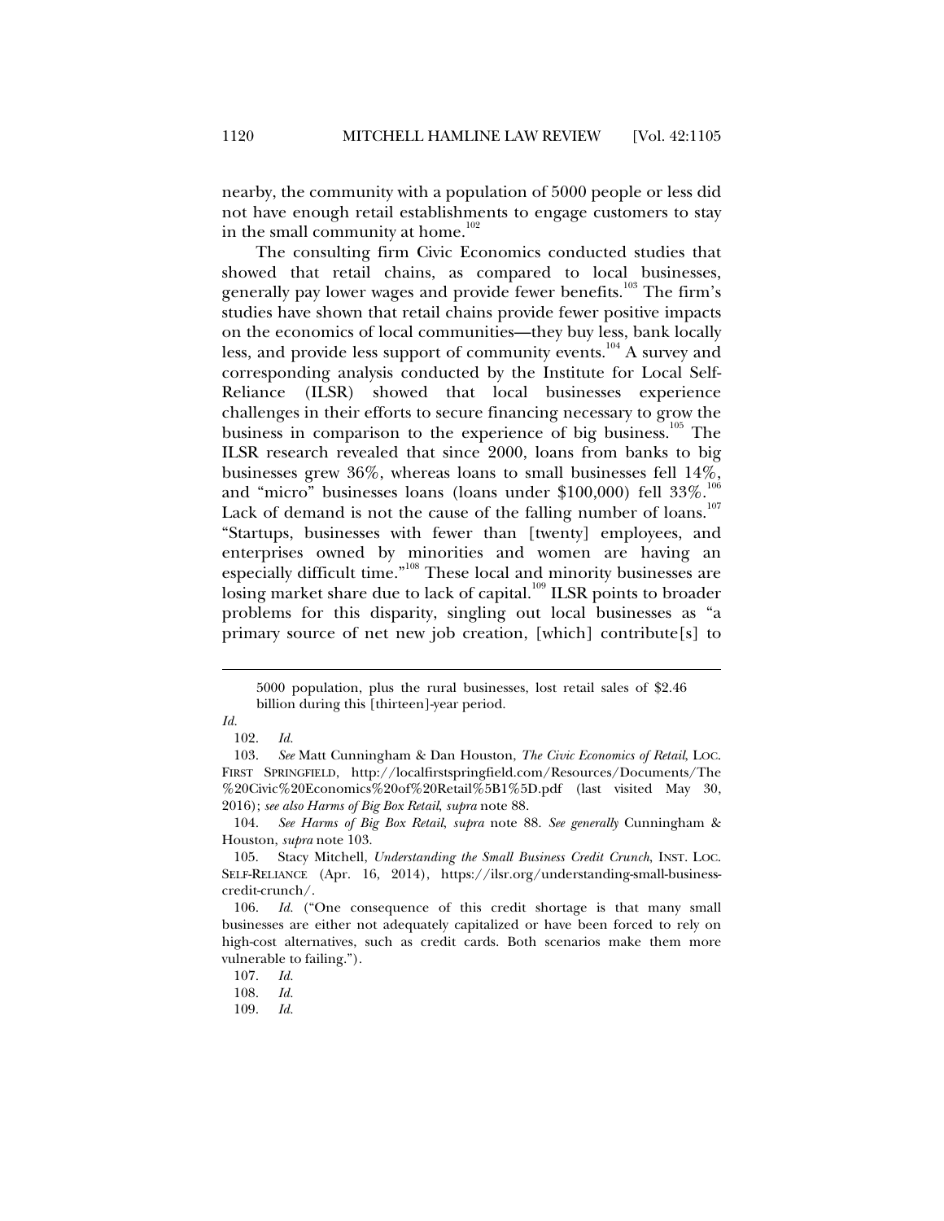nearby, the community with a population of 5000 people or less did not have enough retail establishments to engage customers to stay in the small community at home.[102]

The consulting firm Civic Economics conducted studies that showed that retail chains, as compared to local businesses, generally pay lower wages and provide fewer benefits.[103] The firm's studies have shown that retail chains provide fewer positive impacts on the economics of local communities—they buy less, bank locally less, and provide less support of community events.[104] A survey and corresponding analysis conducted by the Institute for Local Self-Reliance (ILSR) showed that local businesses experience challenges in their efforts to secure financing necessary to grow the business in comparison to the experience of big business.[105] The ILSR research revealed that since 2000, loans from banks to big businesses grew 36%, whereas loans to small businesses fell 14%, and "micro" businesses loans (loans under $100,000) fell 33%.[106] Lack of demand is not the cause of the falling number of loans.[107] "Startups, businesses with fewer than [twenty] employees, and enterprises owned by minorities and women are having an especially difficult time."[108] These local and minority businesses are losing market share due to lack of capital.[109] ILSR points to broader problems for this disparity, singling out local businesses as "a primary source of net new job creation, [which] contribute[s] to

---

5000 population, plus the rural businesses, lost retail sales of $2.46 billion during this [thirteen]-year period.

*Id.*

102. *Id.*

103. *See* Matt Cunningham & Dan Houston, *The Civic Economics of Retail*, LOC. FIRST SPRINGFIELD, http://localfirstspringfield.com/Resources/Documents/The%20Civic%20Economics%20of%20Retail%5B1%5D.pdf (last visited May 30, 2016); *see also Harms of Big Box Retail*, *supra* note 88.

104. *See Harms of Big Box Retail*, *supra* note 88. *See generally* Cunningham & Houston, *supra* note 103.

105. Stacy Mitchell, *Understanding the Small Business Credit Crunch*, INST. LOC. SELF-RELIANCE (Apr. 16, 2014), https://ilsr.org/understanding-small-business-credit-crunch/.

106. *Id.* ("One consequence of this credit shortage is that many small businesses are either not adequately capitalized or have been forced to rely on high-cost alternatives, such as credit cards. Both scenarios make them more vulnerable to failing.").

107. *Id.*

108. *Id.*

109. *Id.*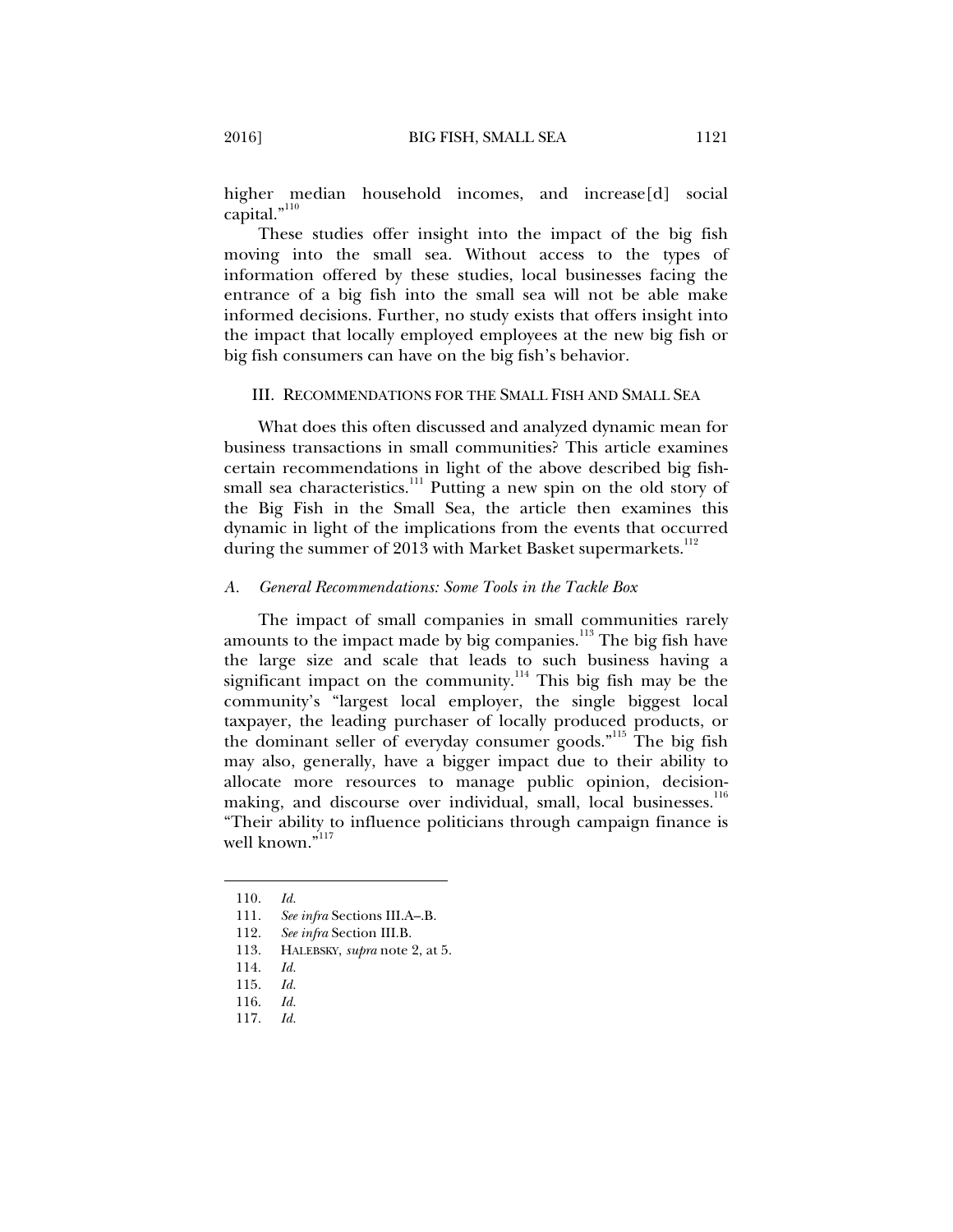higher median household incomes, and increase[d] social capital."[110]

These studies offer insight into the impact of the big fish moving into the small sea. Without access to the types of information offered by these studies, local businesses facing the entrance of a big fish into the small sea will not be able make informed decisions. Further, no study exists that offers insight into the impact that locally employed employees at the new big fish or big fish consumers can have on the big fish's behavior.

## III. Recommendations for the Small Fish and Small Sea

What does this often discussed and analyzed dynamic mean for business transactions in small communities? This article examines certain recommendations in light of the above described big fish-small sea characteristics.[111] Putting a new spin on the old story of the Big Fish in the Small Sea, the article then examines this dynamic in light of the implications from the events that occurred during the summer of 2013 with Market Basket supermarkets.[112]

### *A. General Recommendations: Some Tools in the Tackle Box*

The impact of small companies in small communities rarely amounts to the impact made by big companies.[113] The big fish have the large size and scale that leads to such business having a significant impact on the community.[114] This big fish may be the community's "largest local employer, the single biggest local taxpayer, the leading purchaser of locally produced products, or the dominant seller of everyday consumer goods."[115] The big fish may also, generally, have a bigger impact due to their ability to allocate more resources to manage public opinion, decision-making, and discourse over individual, small, local businesses.[116] "Their ability to influence politicians through campaign finance is well known."[117]

---

110. *Id.*
111. *See infra* Sections III.A–.B.
112. *See infra* Section III.B.
113. HALEBSKY, *supra* note 2, at 5.
114. *Id.*
115. *Id.*
116. *Id.*
117. *Id.*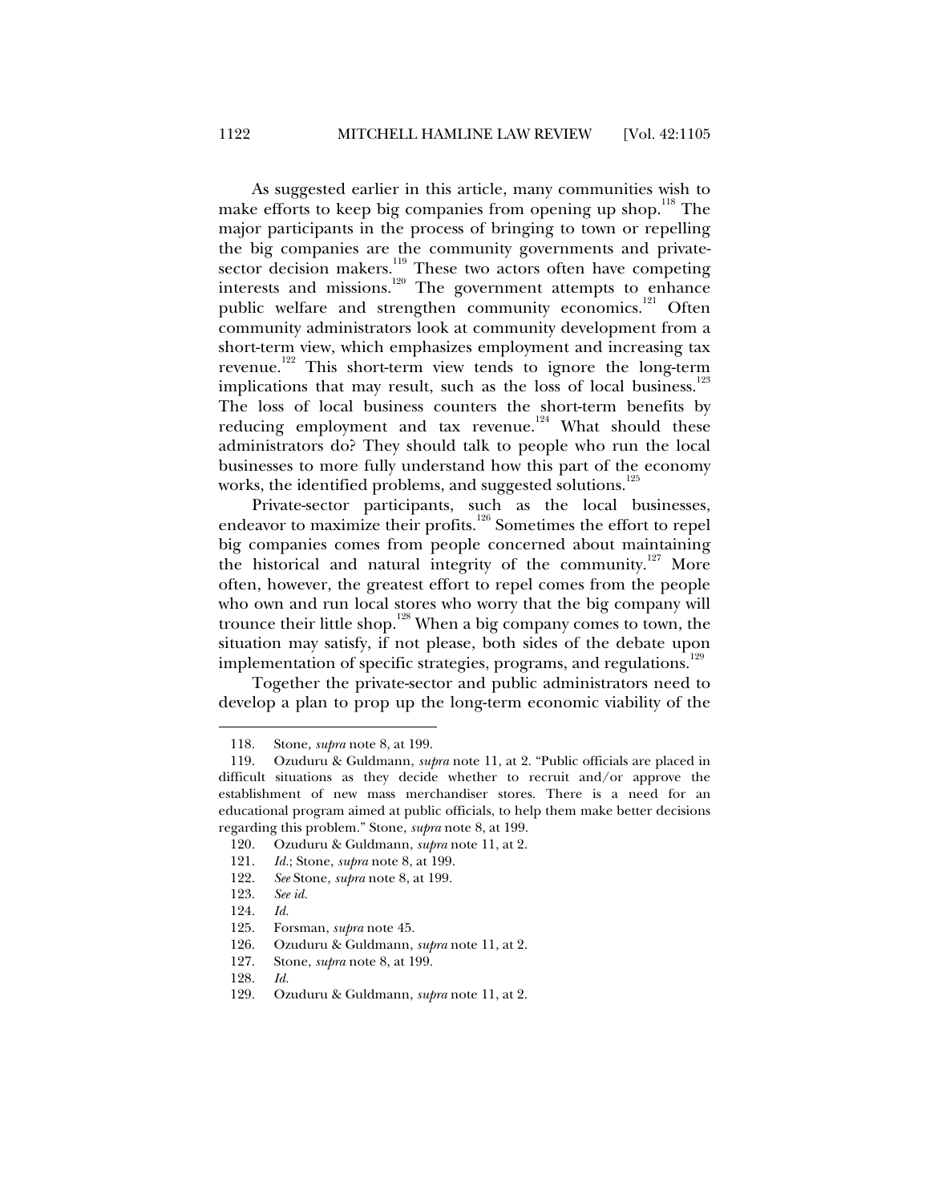As suggested earlier in this article, many communities wish to make efforts to keep big companies from opening up shop.[118] The major participants in the process of bringing to town or repelling the big companies are the community governments and private-sector decision makers.[119] These two actors often have competing interests and missions.[120] The government attempts to enhance public welfare and strengthen community economics.[121] Often community administrators look at community development from a short-term view, which emphasizes employment and increasing tax revenue.[122] This short-term view tends to ignore the long-term implications that may result, such as the loss of local business.[123] The loss of local business counters the short-term benefits by reducing employment and tax revenue.[124] What should these administrators do? They should talk to people who run the local businesses to more fully understand how this part of the economy works, the identified problems, and suggested solutions.[125]

Private-sector participants, such as the local businesses, endeavor to maximize their profits.[126] Sometimes the effort to repel big companies comes from people concerned about maintaining the historical and natural integrity of the community.[127] More often, however, the greatest effort to repel comes from the people who own and run local stores who worry that the big company will trounce their little shop.[128] When a big company comes to town, the situation may satisfy, if not please, both sides of the debate upon implementation of specific strategies, programs, and regulations.[129]

Together the private-sector and public administrators need to develop a plan to prop up the long-term economic viability of the

---

118. Stone, *supra* note 8, at 199.

119. Ozuduru & Guldmann, *supra* note 11, at 2. "Public officials are placed in difficult situations as they decide whether to recruit and/or approve the establishment of new mass merchandiser stores. There is a need for an educational program aimed at public officials, to help them make better decisions regarding this problem." Stone, *supra* note 8, at 199.

120. Ozuduru & Guldmann, *supra* note 11, at 2.

121. *Id.*; Stone, *supra* note 8, at 199.

122. *See* Stone, *supra* note 8, at 199.

123. *See id.*

124. *Id.*

125. Forsman, *supra* note 45.

126. Ozuduru & Guldmann, *supra* note 11, at 2.

127. Stone, *supra* note 8, at 199.

128. *Id.*

129. Ozuduru & Guldmann, *supra* note 11, at 2.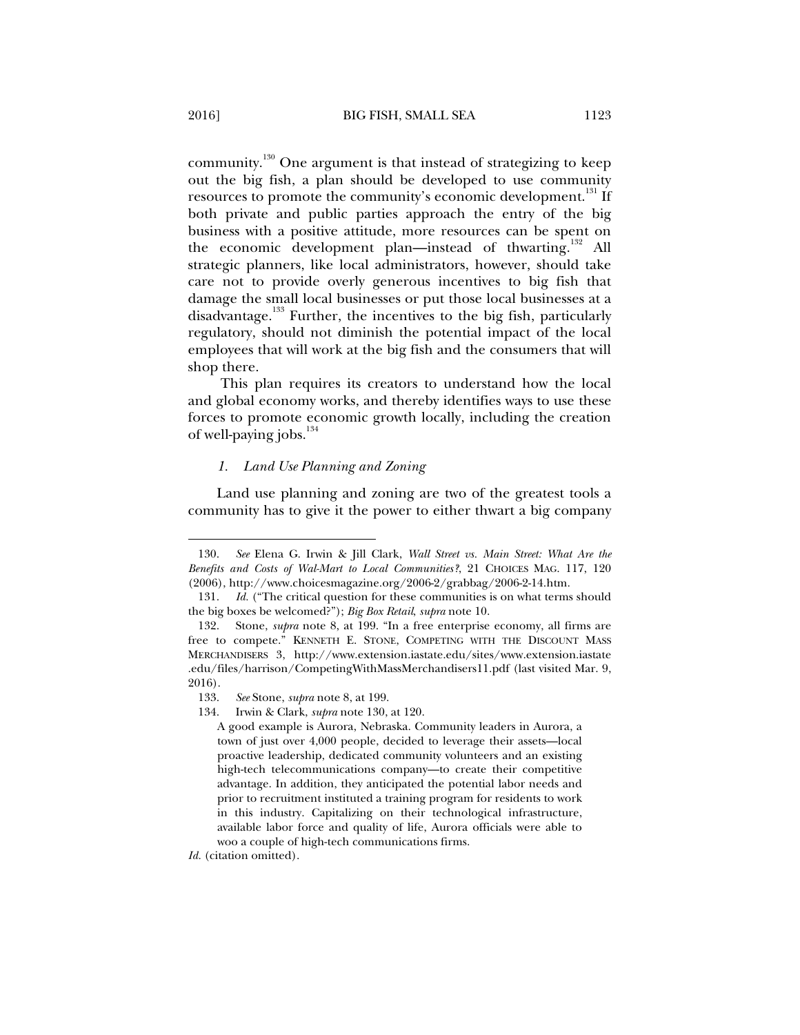community.[130] One argument is that instead of strategizing to keep out the big fish, a plan should be developed to use community resources to promote the community's economic development.[131] If both private and public parties approach the entry of the big business with a positive attitude, more resources can be spent on the economic development plan—instead of thwarting.[132] All strategic planners, like local administrators, however, should take care not to provide overly generous incentives to big fish that damage the small local businesses or put those local businesses at a disadvantage.[133] Further, the incentives to the big fish, particularly regulatory, should not diminish the potential impact of the local employees that will work at the big fish and the consumers that will shop there.

This plan requires its creators to understand how the local and global economy works, and thereby identifies ways to use these forces to promote economic growth locally, including the creation of well-paying jobs.[134]

### *1. Land Use Planning and Zoning*

Land use planning and zoning are two of the greatest tools a community has to give it the power to either thwart a big company

---

130. *See* Elena G. Irwin & Jill Clark, *Wall Street vs. Main Street: What Are the Benefits and Costs of Wal-Mart to Local Communities?*, 21 CHOICES MAG. 117, 120 (2006), http://www.choicesmagazine.org/2006-2/grabbag/2006-2-14.htm.

131. *Id.* ("The critical question for these communities is on what terms should the big boxes be welcomed?"); *Big Box Retail*, *supra* note 10.

132. Stone, *supra* note 8, at 199. "In a free enterprise economy, all firms are free to compete." KENNETH E. STONE, COMPETING WITH THE DISCOUNT MASS MERCHANDISERS 3, http://www.extension.iastate.edu/sites/www.extension.iastate.edu/files/harrison/CompetingWithMassMerchandisers11.pdf (last visited Mar. 9, 2016).

133. *See* Stone, *supra* note 8, at 199.

134. Irwin & Clark, *supra* note 130, at 120.

> A good example is Aurora, Nebraska. Community leaders in Aurora, a town of just over 4,000 people, decided to leverage their assets—local proactive leadership, dedicated community volunteers and an existing high-tech telecommunications company—to create their competitive advantage. In addition, they anticipated the potential labor needs and prior to recruitment instituted a training program for residents to work in this industry. Capitalizing on their technological infrastructure, available labor force and quality of life, Aurora officials were able to woo a couple of high-tech communications firms.

*Id.* (citation omitted).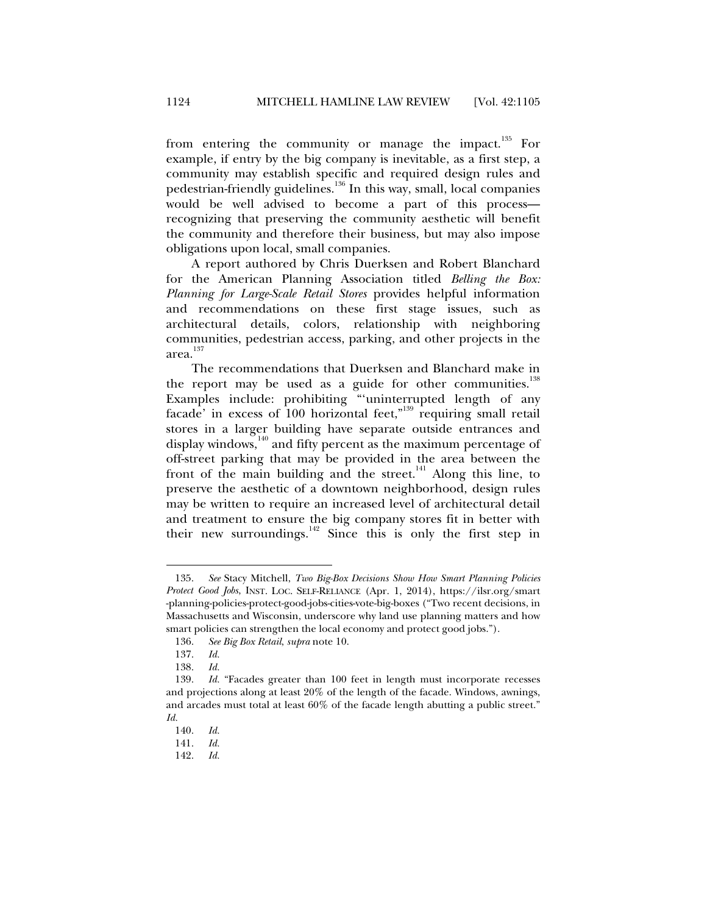from entering the community or manage the impact.[135] For example, if entry by the big company is inevitable, as a first step, a community may establish specific and required design rules and pedestrian-friendly guidelines.[136] In this way, small, local companies would be well advised to become a part of this process—recognizing that preserving the community aesthetic will benefit the community and therefore their business, but may also impose obligations upon local, small companies.

A report authored by Chris Duerksen and Robert Blanchard for the American Planning Association titled *Belling the Box: Planning for Large-Scale Retail Stores* provides helpful information and recommendations on these first stage issues, such as architectural details, colors, relationship with neighboring communities, pedestrian access, parking, and other projects in the area.[137]

The recommendations that Duerksen and Blanchard make in the report may be used as a guide for other communities.[138] Examples include: prohibiting "'uninterrupted length of any facade' in excess of 100 horizontal feet,"[139] requiring small retail stores in a larger building have separate outside entrances and display windows,[140] and fifty percent as the maximum percentage of off-street parking that may be provided in the area between the front of the main building and the street.[141] Along this line, to preserve the aesthetic of a downtown neighborhood, design rules may be written to require an increased level of architectural detail and treatment to ensure the big company stores fit in better with their new surroundings.[142] Since this is only the first step in

---

135. *See* Stacy Mitchell, *Two Big-Box Decisions Show How Smart Planning Policies Protect Good Jobs*, INST. LOC. SELF-RELIANCE (Apr. 1, 2014), https://ilsr.org/smart-planning-policies-protect-good-jobs-cities-vote-big-boxes ("Two recent decisions, in Massachusetts and Wisconsin, underscore why land use planning matters and how smart policies can strengthen the local economy and protect good jobs.").

136. *See Big Box Retail*, *supra* note 10.

137. *Id.*

138. *Id.*

139. *Id.* "Facades greater than 100 feet in length must incorporate recesses and projections along at least 20% of the length of the facade. Windows, awnings, and arcades must total at least 60% of the facade length abutting a public street." *Id.*

140. *Id.*

141. *Id.*

142. *Id.*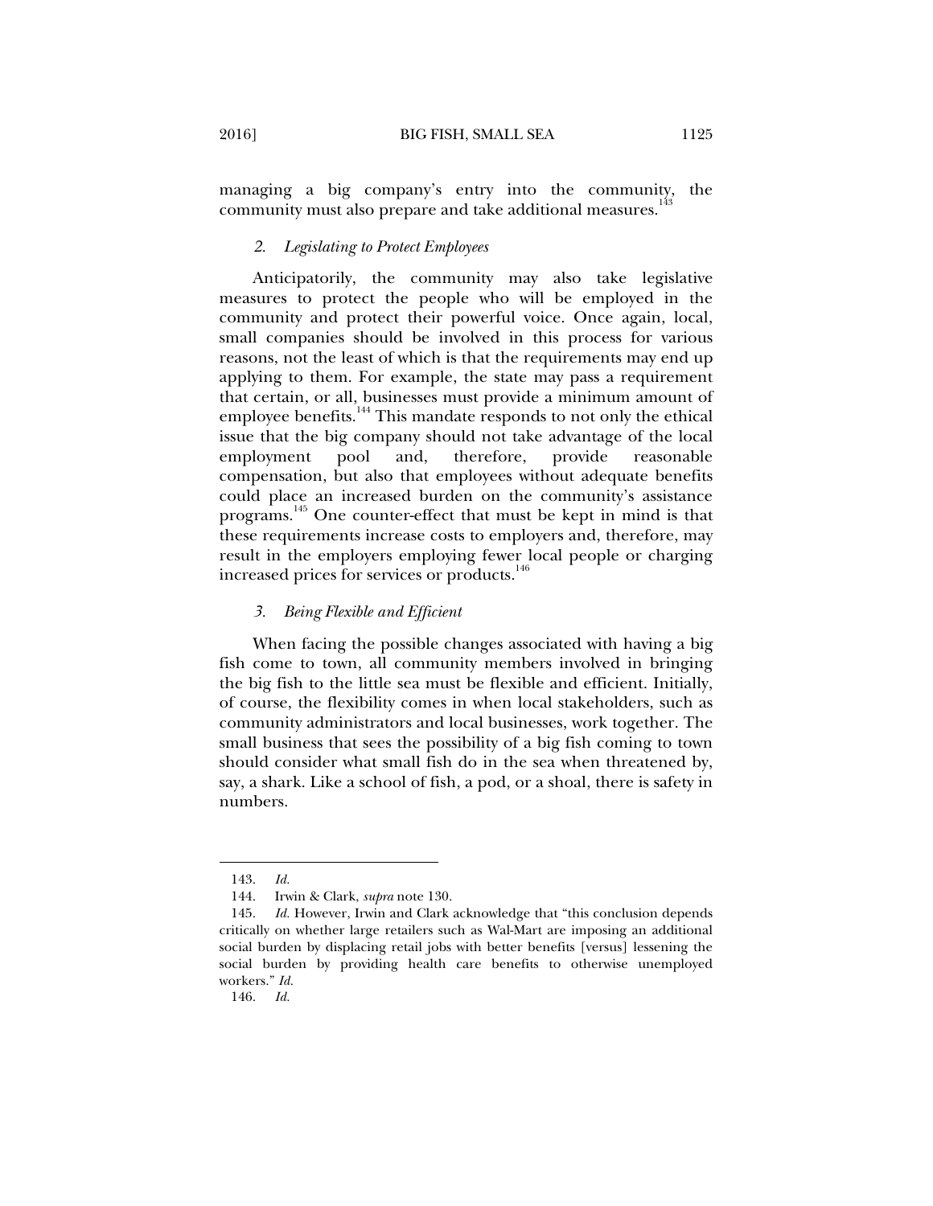managing a big company's entry into the community, the community must also prepare and take additional measures.[143]

### *2. Legislating to Protect Employees*

Anticipatorily, the community may also take legislative measures to protect the people who will be employed in the community and protect their powerful voice. Once again, local, small companies should be involved in this process for various reasons, not the least of which is that the requirements may end up applying to them. For example, the state may pass a requirement that certain, or all, businesses must provide a minimum amount of employee benefits.[144] This mandate responds to not only the ethical issue that the big company should not take advantage of the local employment pool and, therefore, provide reasonable compensation, but also that employees without adequate benefits could place an increased burden on the community's assistance programs.[145] One counter-effect that must be kept in mind is that these requirements increase costs to employers and, therefore, may result in the employers employing fewer local people or charging increased prices for services or products.[146]

### *3. Being Flexible and Efficient*

When facing the possible changes associated with having a big fish come to town, all community members involved in bringing the big fish to the little sea must be flexible and efficient. Initially, of course, the flexibility comes in when local stakeholders, such as community administrators and local businesses, work together. The small business that sees the possibility of a big fish coming to town should consider what small fish do in the sea when threatened by, say, a shark. Like a school of fish, a pod, or a shoal, there is safety in numbers.

---

143. *Id.*

144. Irwin & Clark, *supra* note 130.

145. *Id.* However, Irwin and Clark acknowledge that "this conclusion depends critically on whether large retailers such as Wal-Mart are imposing an additional social burden by displacing retail jobs with better benefits [versus] lessening the social burden by providing health care benefits to otherwise unemployed workers." *Id.*

146. *Id.*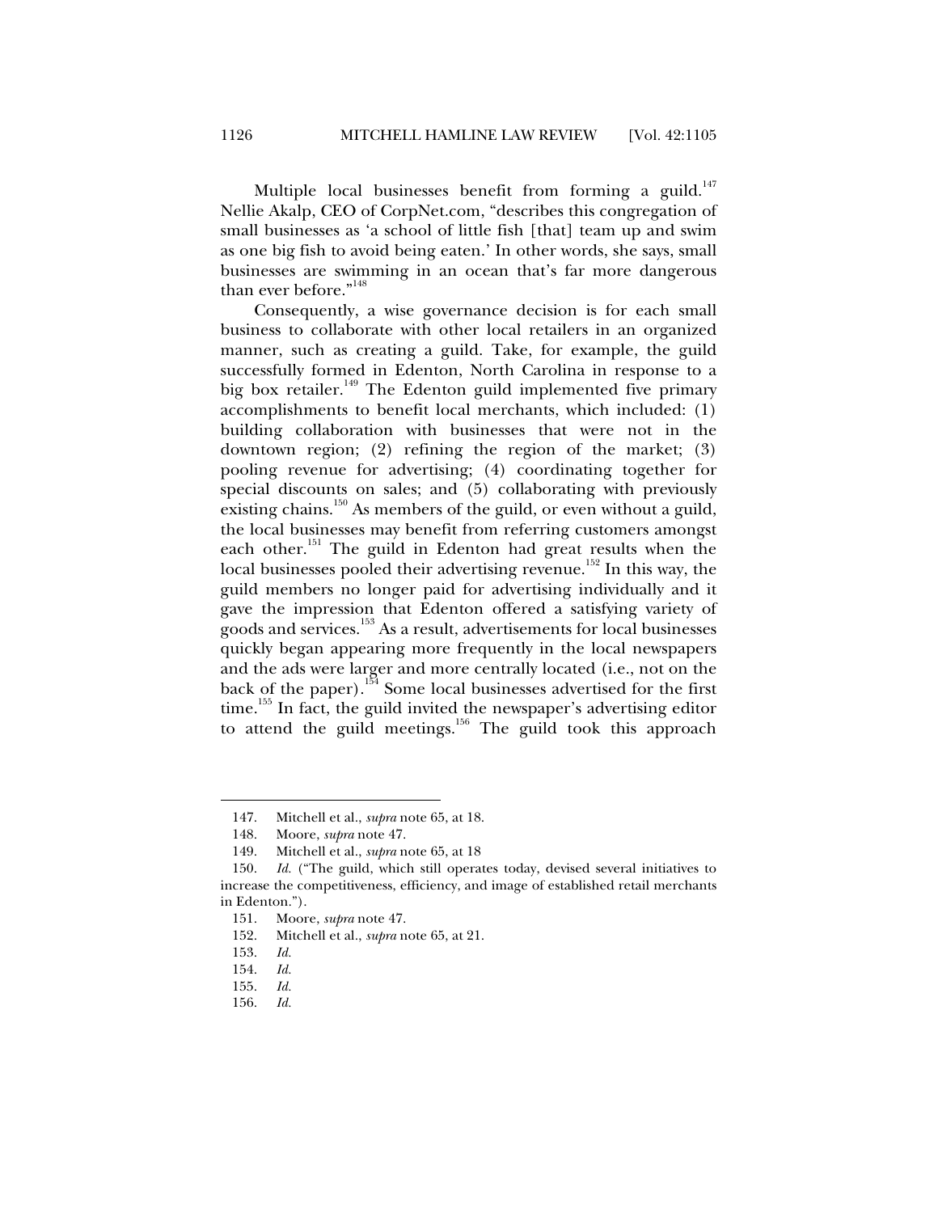Multiple local businesses benefit from forming a guild.[147] Nellie Akalp, CEO of CorpNet.com, "describes this congregation of small businesses as 'a school of little fish [that] team up and swim as one big fish to avoid being eaten.' In other words, she says, small businesses are swimming in an ocean that's far more dangerous than ever before."[148]

Consequently, a wise governance decision is for each small business to collaborate with other local retailers in an organized manner, such as creating a guild. Take, for example, the guild successfully formed in Edenton, North Carolina in response to a big box retailer.[149] The Edenton guild implemented five primary accomplishments to benefit local merchants, which included: (1) building collaboration with businesses that were not in the downtown region; (2) refining the region of the market; (3) pooling revenue for advertising; (4) coordinating together for special discounts on sales; and (5) collaborating with previously existing chains.[150] As members of the guild, or even without a guild, the local businesses may benefit from referring customers amongst each other.[151] The guild in Edenton had great results when the local businesses pooled their advertising revenue.[152] In this way, the guild members no longer paid for advertising individually and it gave the impression that Edenton offered a satisfying variety of goods and services.[153] As a result, advertisements for local businesses quickly began appearing more frequently in the local newspapers and the ads were larger and more centrally located (i.e., not on the back of the paper).[154] Some local businesses advertised for the first time.[155] In fact, the guild invited the newspaper's advertising editor to attend the guild meetings.[156] The guild took this approach

---

147. Mitchell et al., *supra* note 65, at 18.

148. Moore, *supra* note 47.

149. Mitchell et al., *supra* note 65, at 18

150. *Id.* ("The guild, which still operates today, devised several initiatives to increase the competitiveness, efficiency, and image of established retail merchants in Edenton.").

151. Moore, *supra* note 47.

152. Mitchell et al., *supra* note 65, at 21.

153. *Id.*

154. *Id.*

155. *Id.*

156. *Id.*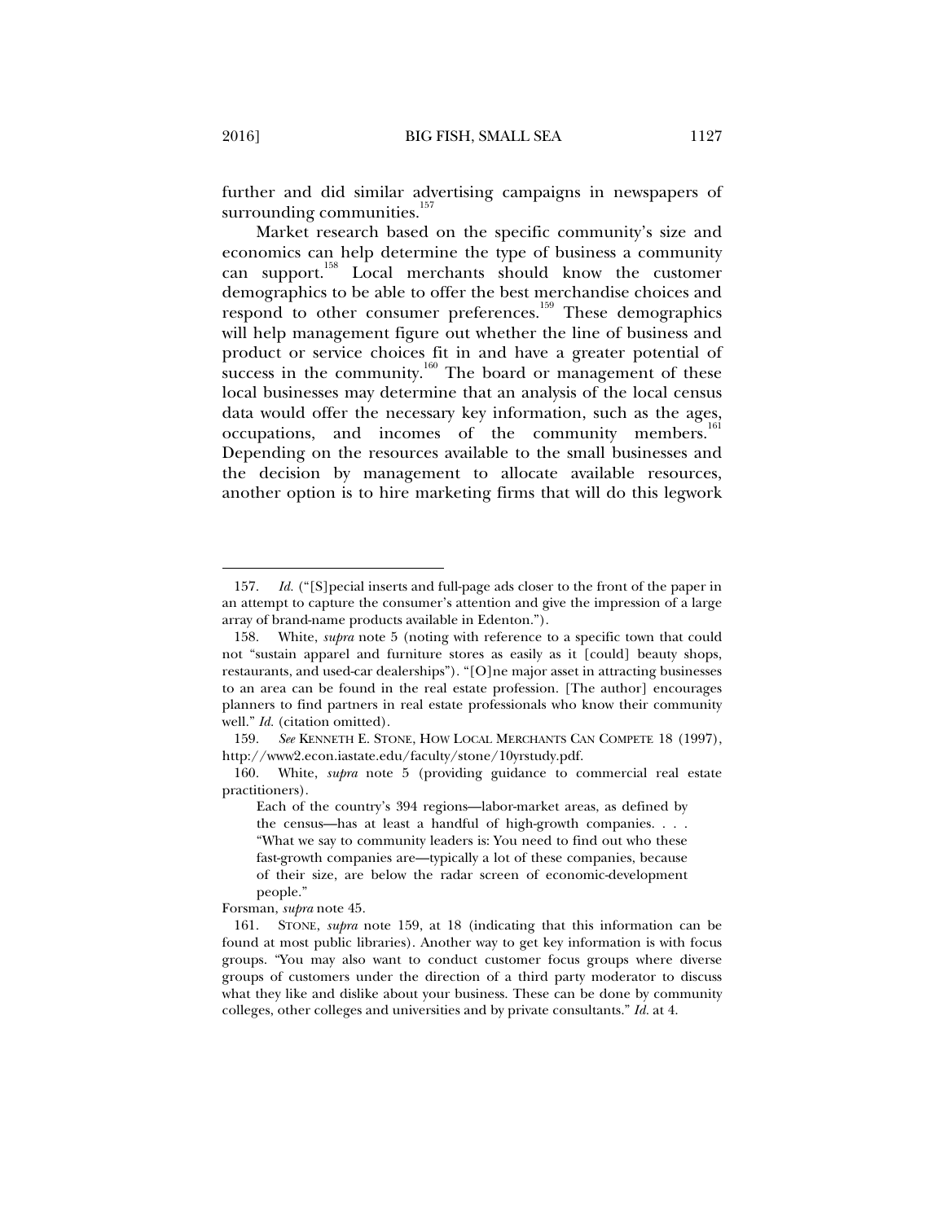further and did similar advertising campaigns in newspapers of surrounding communities.[157]

Market research based on the specific community's size and economics can help determine the type of business a community can support.[158] Local merchants should know the customer demographics to be able to offer the best merchandise choices and respond to other consumer preferences.[159] These demographics will help management figure out whether the line of business and product or service choices fit in and have a greater potential of success in the community.[160] The board or management of these local businesses may determine that an analysis of the local census data would offer the necessary key information, such as the ages, occupations, and incomes of the community members.[161] Depending on the resources available to the small businesses and the decision by management to allocate available resources, another option is to hire marketing firms that will do this legwork

---

157. *Id.* ("[S]pecial inserts and full-page ads closer to the front of the paper in an attempt to capture the consumer's attention and give the impression of a large array of brand-name products available in Edenton.").

158. White, *supra* note 5 (noting with reference to a specific town that could not "sustain apparel and furniture stores as easily as it [could] beauty shops, restaurants, and used-car dealerships"). "[O]ne major asset in attracting businesses to an area can be found in the real estate profession. [The author] encourages planners to find partners in real estate professionals who know their community well." *Id.* (citation omitted).

159. *See* KENNETH E. STONE, HOW LOCAL MERCHANTS CAN COMPETE 18 (1997), http://www2.econ.iastate.edu/faculty/stone/10yrstudy.pdf.

160. White, *supra* note 5 (providing guidance to commercial real estate practitioners).

> Each of the country's 394 regions—labor-market areas, as defined by the census—has at least a handful of high-growth companies. . . . "What we say to community leaders is: You need to find out who these fast-growth companies are—typically a lot of these companies, because of their size, are below the radar screen of economic-development people."

Forsman, *supra* note 45.

161. STONE, *supra* note 159, at 18 (indicating that this information can be found at most public libraries). Another way to get key information is with focus groups. "You may also want to conduct customer focus groups where diverse groups of customers under the direction of a third party moderator to discuss what they like and dislike about your business. These can be done by community colleges, other colleges and universities and by private consultants." *Id.* at 4.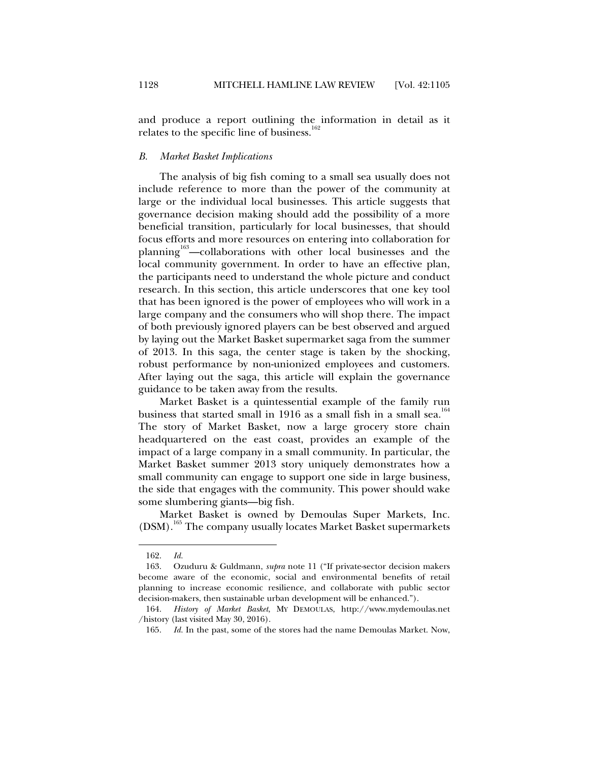and produce a report outlining the information in detail as it relates to the specific line of business.[162]

### *B. Market Basket Implications*

The analysis of big fish coming to a small sea usually does not include reference to more than the power of the community at large or the individual local businesses. This article suggests that governance decision making should add the possibility of a more beneficial transition, particularly for local businesses, that should focus efforts and more resources on entering into collaboration for planning[163]—collaborations with other local businesses and the local community government. In order to have an effective plan, the participants need to understand the whole picture and conduct research. In this section, this article underscores that one key tool that has been ignored is the power of employees who will work in a large company and the consumers who will shop there. The impact of both previously ignored players can be best observed and argued by laying out the Market Basket supermarket saga from the summer of 2013. In this saga, the center stage is taken by the shocking, robust performance by non-unionized employees and customers. After laying out the saga, this article will explain the governance guidance to be taken away from the results.

Market Basket is a quintessential example of the family run business that started small in 1916 as a small fish in a small sea.[164] The story of Market Basket, now a large grocery store chain headquartered on the east coast, provides an example of the impact of a large company in a small community. In particular, the Market Basket summer 2013 story uniquely demonstrates how a small community can engage to support one side in large business, the side that engages with the community. This power should wake some slumbering giants—big fish.

Market Basket is owned by Demoulas Super Markets, Inc. (DSM).[165] The company usually locates Market Basket supermarkets

---

162. *Id.*

163. Ozuduru & Guldmann, *supra* note 11 ("If private-sector decision makers become aware of the economic, social and environmental benefits of retail planning to increase economic resilience, and collaborate with public sector decision-makers, then sustainable urban development will be enhanced.").

164. *History of Market Basket*, MY DEMOULAS, http://www.mydemoulas.net/history (last visited May 30, 2016).

165. *Id.* In the past, some of the stores had the name Demoulas Market. Now,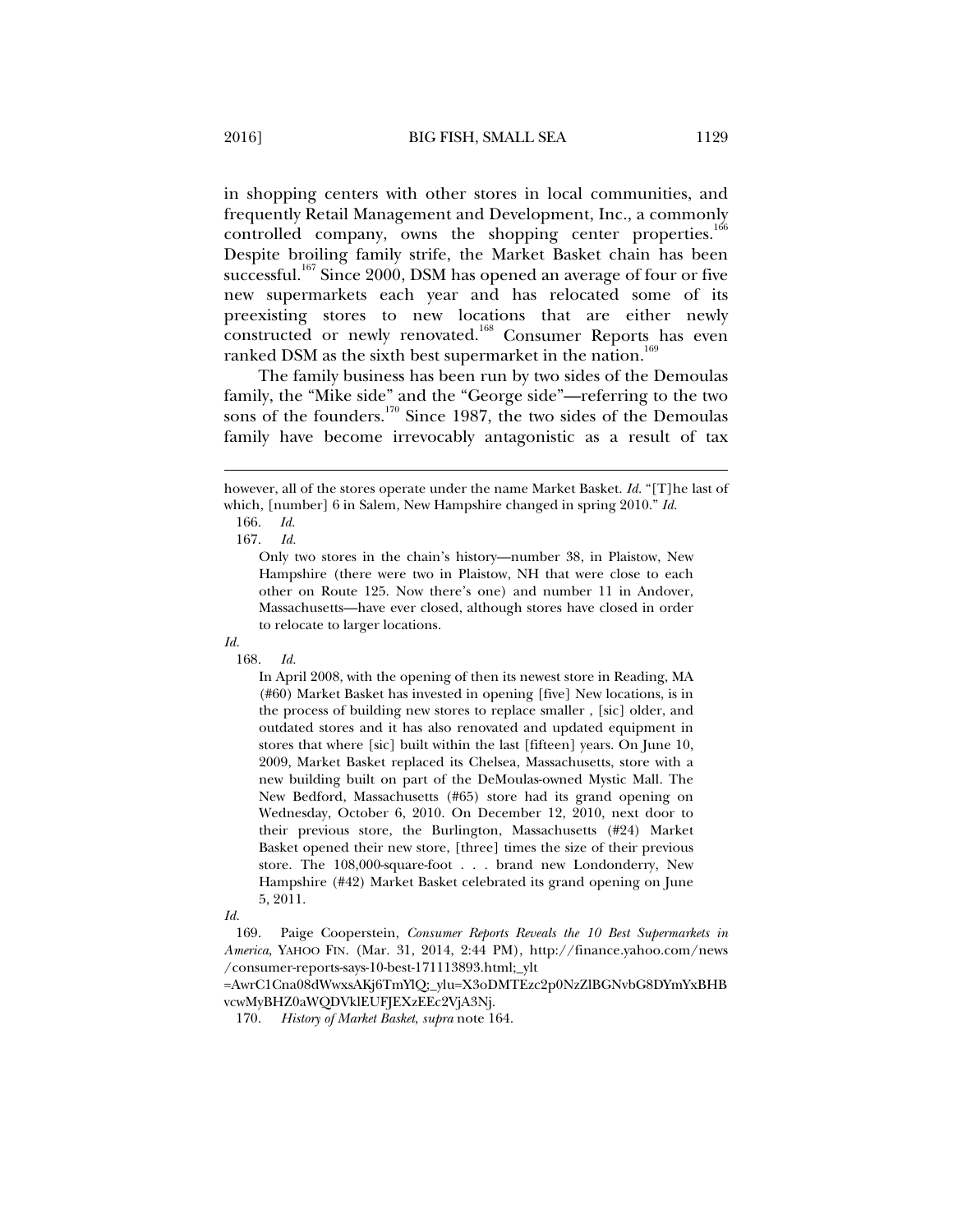in shopping centers with other stores in local communities, and frequently Retail Management and Development, Inc., a commonly controlled company, owns the shopping center properties.[166] Despite broiling family strife, the Market Basket chain has been successful.[167] Since 2000, DSM has opened an average of four or five new supermarkets each year and has relocated some of its preexisting stores to new locations that are either newly constructed or newly renovated.[168] Consumer Reports has even ranked DSM as the sixth best supermarket in the nation.[169]

The family business has been run by two sides of the Demoulas family, the "Mike side" and the "George side"—referring to the two sons of the founders.[170] Since 1987, the two sides of the Demoulas family have become irrevocably antagonistic as a result of tax

---

however, all of the stores operate under the name Market Basket. *Id.* "[T]he last of which, [number] 6 in Salem, New Hampshire changed in spring 2010." *Id.*

166. *Id.*

167. *Id.*

> Only two stores in the chain's history—number 38, in Plaistow, New Hampshire (there were two in Plaistow, NH that were close to each other on Route 125. Now there's one) and number 11 in Andover, Massachusetts—have ever closed, although stores have closed in order to relocate to larger locations.

*Id.*

168. *Id.*

> In April 2008, with the opening of then its newest store in Reading, MA (#60) Market Basket has invested in opening [five] New locations, is in the process of building new stores to replace smaller , [sic] older, and outdated stores and it has also renovated and updated equipment in stores that where [sic] built within the last [fifteen] years. On June 10, 2009, Market Basket replaced its Chelsea, Massachusetts, store with a new building built on part of the DeMoulas-owned Mystic Mall. The New Bedford, Massachusetts (#65) store had its grand opening on Wednesday, October 6, 2010. On December 12, 2010, next door to their previous store, the Burlington, Massachusetts (#24) Market Basket opened their new store, [three] times the size of their previous store. The 108,000-square-foot . . . brand new Londonderry, New Hampshire (#42) Market Basket celebrated its grand opening on June 5, 2011.

*Id.*

169. Paige Cooperstein, *Consumer Reports Reveals the 10 Best Supermarkets in America*, YAHOO FIN. (Mar. 31, 2014, 2:44 PM), http://finance.yahoo.com/news/consumer-reports-says-10-best-171113893.html;_ylt=AwrC1Cna08dWwxsAKj6TmYlQ;_ylu=X3oDMTEzc2p0NzZlBGNvbG8DYmYxBHBvcwMyBHZ0aWQDVklEUFJEXzEEc2VjA3Nj.

170. *History of Market Basket*, *supra* note 164.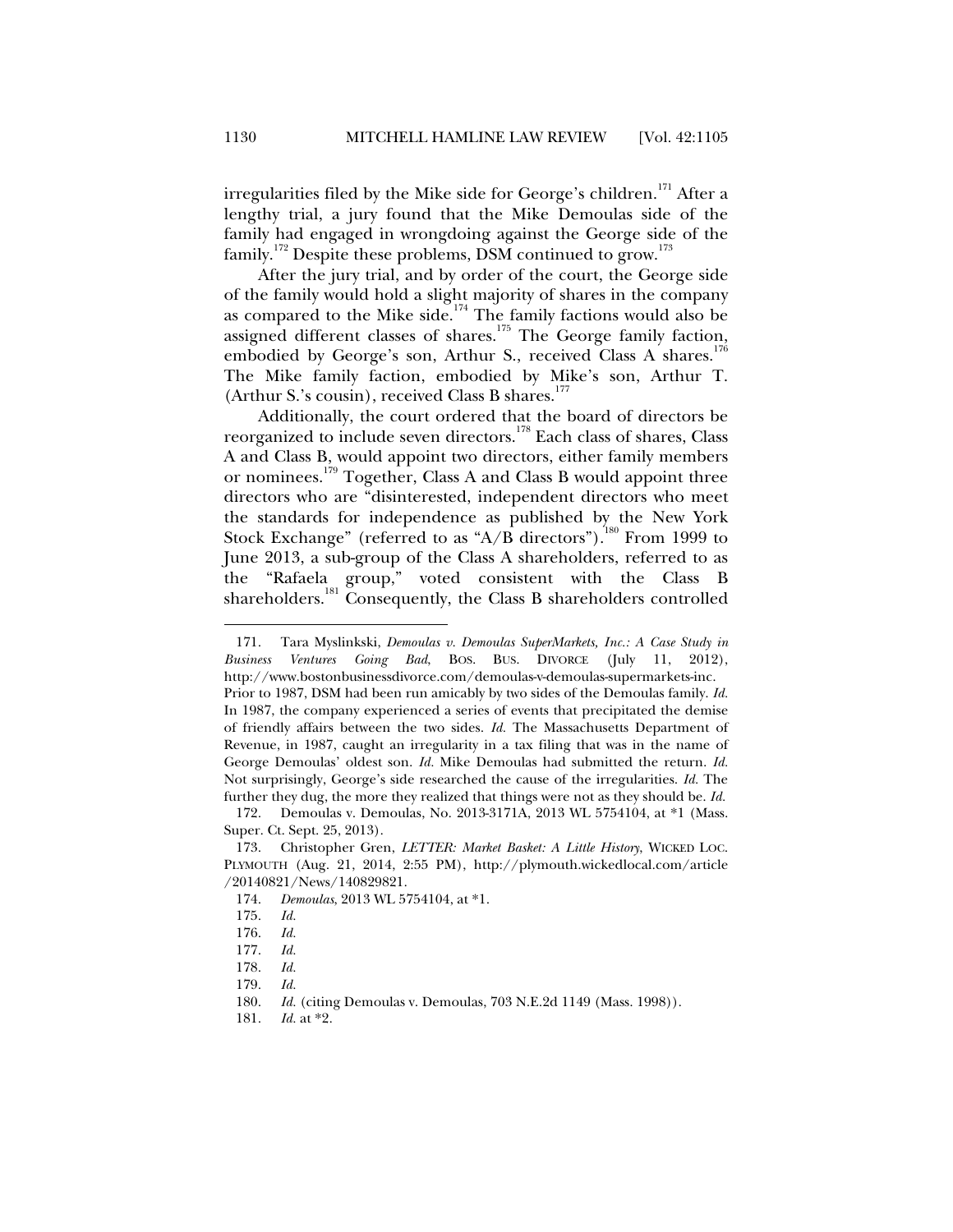irregularities filed by the Mike side for George's children.[171] After a lengthy trial, a jury found that the Mike Demoulas side of the family had engaged in wrongdoing against the George side of the family.[172] Despite these problems, DSM continued to grow.[173]

After the jury trial, and by order of the court, the George side of the family would hold a slight majority of shares in the company as compared to the Mike side.[174] The family factions would also be assigned different classes of shares.[175] The George family faction, embodied by George's son, Arthur S., received Class A shares.[176] The Mike family faction, embodied by Mike's son, Arthur T. (Arthur S.'s cousin), received Class B shares.[177]

Additionally, the court ordered that the board of directors be reorganized to include seven directors.[178] Each class of shares, Class A and Class B, would appoint two directors, either family members or nominees.[179] Together, Class A and Class B would appoint three directors who are "disinterested, independent directors who meet the standards for independence as published by the New York Stock Exchange" (referred to as "A/B directors").[180] From 1999 to June 2013, a sub-group of the Class A shareholders, referred to as the "Rafaela group," voted consistent with the Class B shareholders.[181] Consequently, the Class B shareholders controlled

---

171. Tara Myslinkski, *Demoulas v. Demoulas SuperMarkets, Inc.: A Case Study in Business Ventures Going Bad*, BOS. BUS. DIVORCE (July 11, 2012), http://www.bostonbusinessdivorce.com/demoulas-v-demoulas-supermarkets-inc. Prior to 1987, DSM had been run amicably by two sides of the Demoulas family. *Id.* In 1987, the company experienced a series of events that precipitated the demise of friendly affairs between the two sides. *Id.* The Massachusetts Department of Revenue, in 1987, caught an irregularity in a tax filing that was in the name of George Demoulas' oldest son. *Id.* Mike Demoulas had submitted the return. *Id.* Not surprisingly, George's side researched the cause of the irregularities. *Id.* The further they dug, the more they realized that things were not as they should be. *Id.*

172. Demoulas v. Demoulas, No. 2013-3171A, 2013 WL 5754104, at *1 (Mass. Super. Ct. Sept. 25, 2013).

173. Christopher Gren, *LETTER: Market Basket: A Little History*, WICKED LOC. PLYMOUTH (Aug. 21, 2014, 2:55 PM), http://plymouth.wickedlocal.com/article/20140821/News/140829821.

174. *Demoulas*, 2013 WL 5754104, at *1.

175. *Id.*

176. *Id.*

177. *Id.*

178. *Id.*

179. *Id.*

180. *Id.* (citing Demoulas v. Demoulas, 703 N.E.2d 1149 (Mass. 1998)).

181. *Id.* at *2.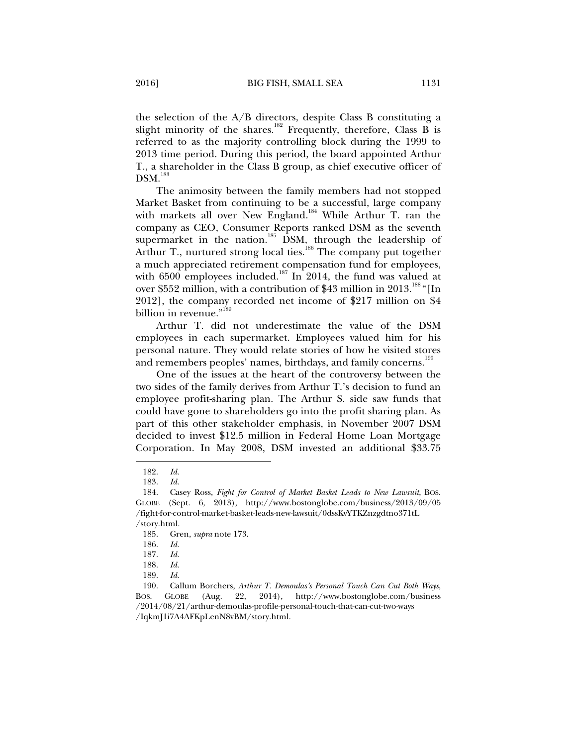the selection of the A/B directors, despite Class B constituting a slight minority of the shares.[182] Frequently, therefore, Class B is referred to as the majority controlling block during the 1999 to 2013 time period. During this period, the board appointed Arthur T., a shareholder in the Class B group, as chief executive officer of DSM.[183]

The animosity between the family members had not stopped Market Basket from continuing to be a successful, large company with markets all over New England.[184] While Arthur T. ran the company as CEO, Consumer Reports ranked DSM as the seventh supermarket in the nation.[185] DSM, through the leadership of Arthur T., nurtured strong local ties.[186] The company put together a much appreciated retirement compensation fund for employees, with 6500 employees included.[187] In 2014, the fund was valued at over $552 million, with a contribution of $43 million in 2013.[188] "[In 2012], the company recorded net income of $217 million on $4 billion in revenue."[189]

Arthur T. did not underestimate the value of the DSM employees in each supermarket. Employees valued him for his personal nature. They would relate stories of how he visited stores and remembers peoples' names, birthdays, and family concerns.[190]

One of the issues at the heart of the controversy between the two sides of the family derives from Arthur T.'s decision to fund an employee profit-sharing plan. The Arthur S. side saw funds that could have gone to shareholders go into the profit sharing plan. As part of this other stakeholder emphasis, in November 2007 DSM decided to invest $12.5 million in Federal Home Loan Mortgage Corporation. In May 2008, DSM invested an additional $33.75

---

182. *Id.*

183. *Id.*

184. Casey Ross, *Fight for Control of Market Basket Leads to New Lawsuit*, BOS. GLOBE (Sept. 6, 2013), http://www.bostonglobe.com/business/2013/09/05/fight-for-control-market-basket-leads-new-lawsuit/0dssKvYTKZnzgdtno371tL/story.html.

185. Gren, *supra* note 173.

186. *Id.*

187. *Id.*

188. *Id.*

189. *Id.*

190. Callum Borchers, *Arthur T. Demoulas's Personal Touch Can Cut Both Ways*, BOS. GLOBE (Aug. 22, 2014), http://www.bostonglobe.com/business/2014/08/21/arthur-demoulas-profile-personal-touch-that-can-cut-two-ways/IqkmJ1i7A4AFKpLenN8vBM/story.html.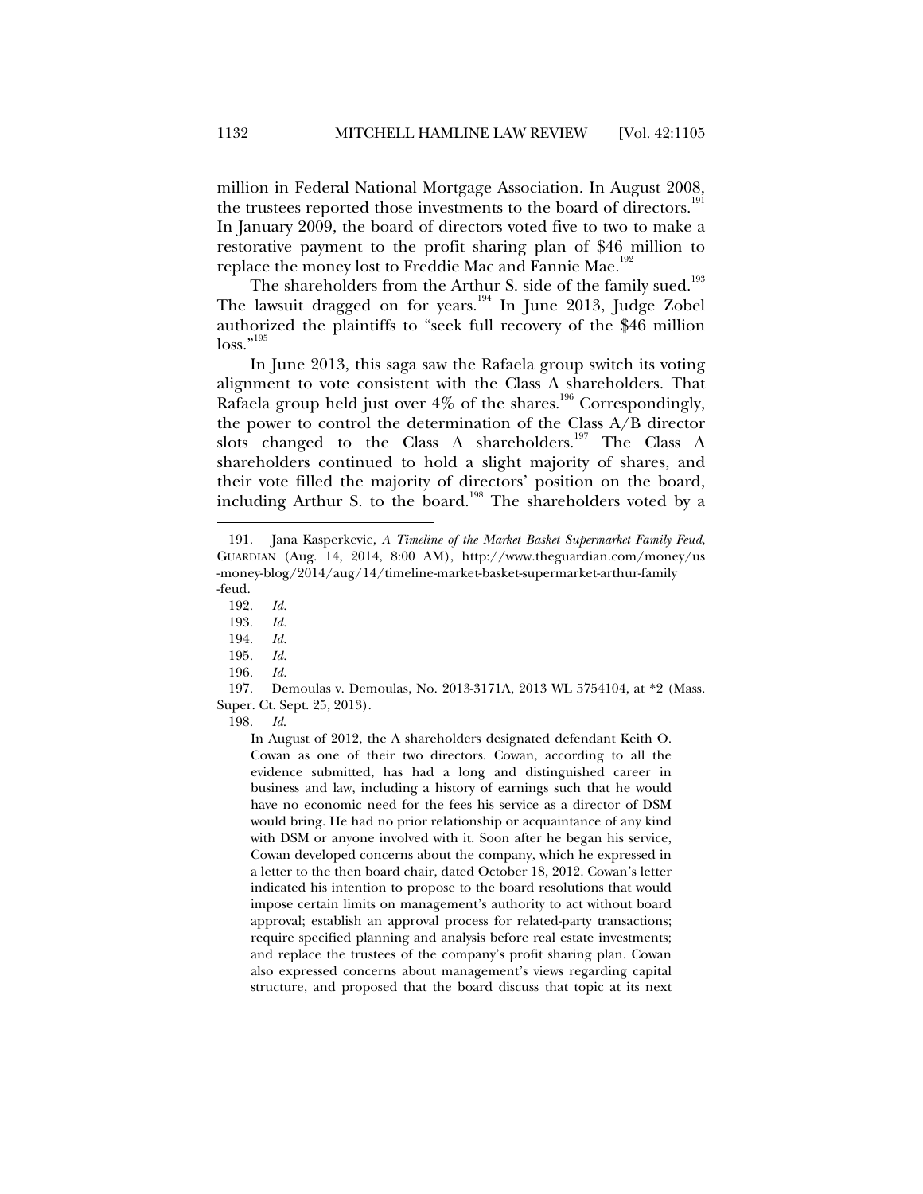million in Federal National Mortgage Association. In August 2008, the trustees reported those investments to the board of directors.[191] In January 2009, the board of directors voted five to two to make a restorative payment to the profit sharing plan of $46 million to replace the money lost to Freddie Mac and Fannie Mae.[192]

The shareholders from the Arthur S. side of the family sued.[193] The lawsuit dragged on for years.[194] In June 2013, Judge Zobel authorized the plaintiffs to "seek full recovery of the $46 million loss."[195]

In June 2013, this saga saw the Rafaela group switch its voting alignment to vote consistent with the Class A shareholders. That Rafaela group held just over 4% of the shares.[196] Correspondingly, the power to control the determination of the Class A/B director slots changed to the Class A shareholders.[197] The Class A shareholders continued to hold a slight majority of shares, and their vote filled the majority of directors' position on the board, including Arthur S. to the board.[198] The shareholders voted by a

---

191. Jana Kasperkevic, *A Timeline of the Market Basket Supermarket Family Feud*, GUARDIAN (Aug. 14, 2014, 8:00 AM), http://www.theguardian.com/money/us-money-blog/2014/aug/14/timeline-market-basket-supermarket-arthur-family-feud.

192. *Id.*

193. *Id.*

194. *Id.*

195. *Id.*

196. *Id.*

197. Demoulas v. Demoulas, No. 2013-3171A, 2013 WL 5754104, at *2 (Mass. Super. Ct. Sept. 25, 2013).

198. *Id.*

> In August of 2012, the A shareholders designated defendant Keith O. Cowan as one of their two directors. Cowan, according to all the evidence submitted, has had a long and distinguished career in business and law, including a history of earnings such that he would have no economic need for the fees his service as a director of DSM would bring. He had no prior relationship or acquaintance of any kind with DSM or anyone involved with it. Soon after he began his service, Cowan developed concerns about the company, which he expressed in a letter to the then board chair, dated October 18, 2012. Cowan's letter indicated his intention to propose to the board resolutions that would impose certain limits on management's authority to act without board approval; establish an approval process for related-party transactions; require specified planning and analysis before real estate investments; and replace the trustees of the company's profit sharing plan. Cowan also expressed concerns about management's views regarding capital structure, and proposed that the board discuss that topic at its next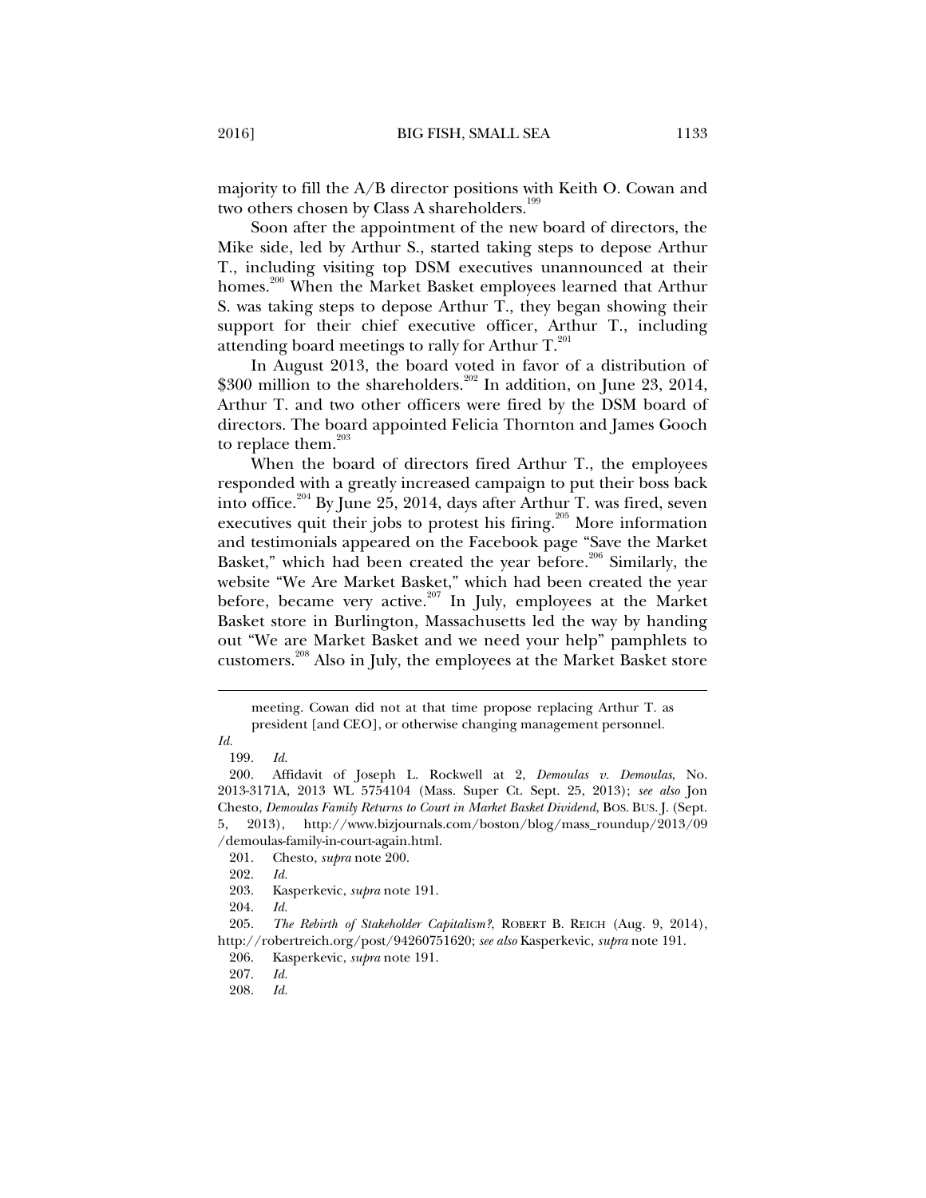majority to fill the A/B director positions with Keith O. Cowan and two others chosen by Class A shareholders.[199]

Soon after the appointment of the new board of directors, the Mike side, led by Arthur S., started taking steps to depose Arthur T., including visiting top DSM executives unannounced at their homes.[200] When the Market Basket employees learned that Arthur S. was taking steps to depose Arthur T., they began showing their support for their chief executive officer, Arthur T., including attending board meetings to rally for Arthur T.[201]

In August 2013, the board voted in favor of a distribution of $300 million to the shareholders.[202] In addition, on June 23, 2014, Arthur T. and two other officers were fired by the DSM board of directors. The board appointed Felicia Thornton and James Gooch to replace them.[203]

When the board of directors fired Arthur T., the employees responded with a greatly increased campaign to put their boss back into office.[204] By June 25, 2014, days after Arthur T. was fired, seven executives quit their jobs to protest his firing.[205] More information and testimonials appeared on the Facebook page "Save the Market Basket," which had been created the year before.[206] Similarly, the website "We Are Market Basket," which had been created the year before, became very active.[207] In July, employees at the Market Basket store in Burlington, Massachusetts led the way by handing out "We are Market Basket and we need your help" pamphlets to customers.[208] Also in July, the employees at the Market Basket store

---

meeting. Cowan did not at that time propose replacing Arthur T. as president [and CEO], or otherwise changing management personnel.

*Id.*

199. *Id.*

200. Affidavit of Joseph L. Rockwell at 2, *Demoulas v. Demoulas*, No. 2013-3171A, 2013 WL 5754104 (Mass. Super Ct. Sept. 25, 2013); *see also* Jon Chesto, *Demoulas Family Returns to Court in Market Basket Dividend*, BOS. BUS. J. (Sept. 5, 2013), http://www.bizjournals.com/boston/blog/mass_roundup/2013/09/demoulas-family-in-court-again.html.

201. Chesto, *supra* note 200.

202. *Id.*

203. Kasperkevic, *supra* note 191.

204. *Id.*

205. *The Rebirth of Stakeholder Capitalism?*, ROBERT B. REICH (Aug. 9, 2014), http://robertreich.org/post/94260751620; *see also* Kasperkevic, *supra* note 191.

206. Kasperkevic, *supra* note 191.

207. *Id.*

208. *Id.*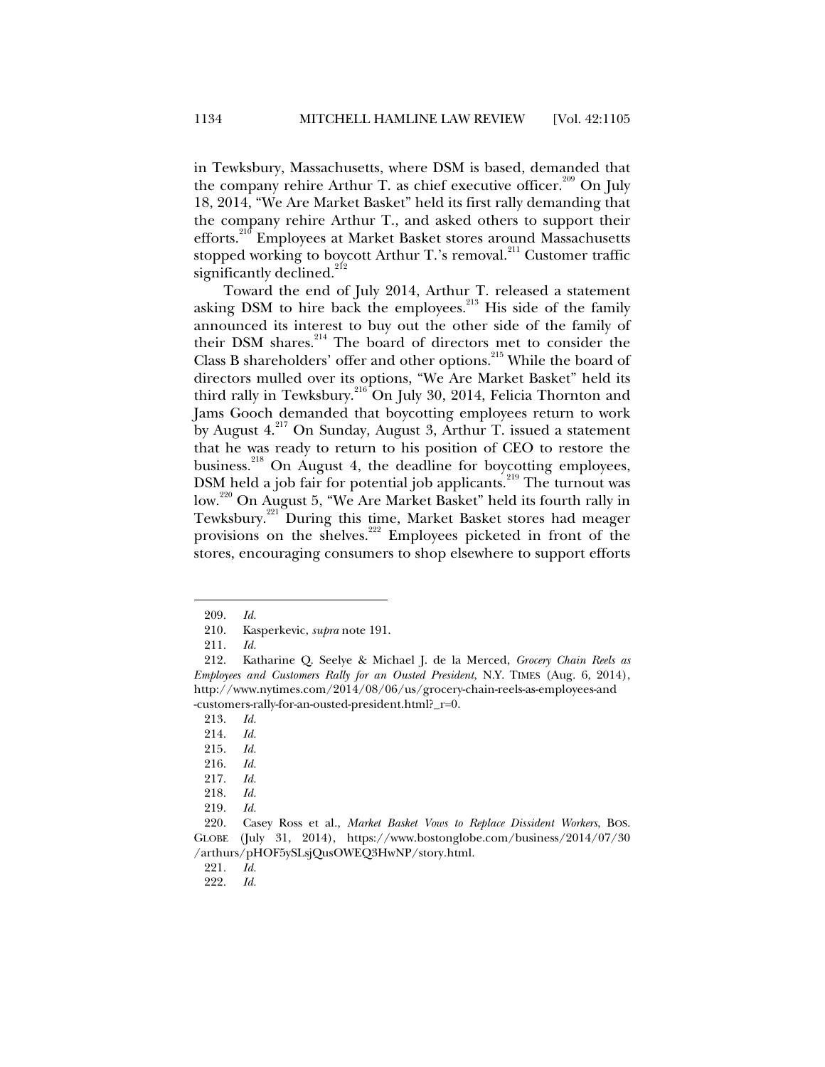in Tewksbury, Massachusetts, where DSM is based, demanded that the company rehire Arthur T. as chief executive officer.[209] On July 18, 2014, "We Are Market Basket" held its first rally demanding that the company rehire Arthur T., and asked others to support their efforts.[210] Employees at Market Basket stores around Massachusetts stopped working to boycott Arthur T.'s removal.[211] Customer traffic significantly declined.[212]

Toward the end of July 2014, Arthur T. released a statement asking DSM to hire back the employees.[213] His side of the family announced its interest to buy out the other side of the family of their DSM shares.[214] The board of directors met to consider the Class B shareholders' offer and other options.[215] While the board of directors mulled over its options, "We Are Market Basket" held its third rally in Tewksbury.[216] On July 30, 2014, Felicia Thornton and Jams Gooch demanded that boycotting employees return to work by August 4.[217] On Sunday, August 3, Arthur T. issued a statement that he was ready to return to his position of CEO to restore the business.[218] On August 4, the deadline for boycotting employees, DSM held a job fair for potential job applicants.[219] The turnout was low.[220] On August 5, "We Are Market Basket" held its fourth rally in Tewksbury.[221] During this time, Market Basket stores had meager provisions on the shelves.[222] Employees picketed in front of the stores, encouraging consumers to shop elsewhere to support efforts

---

209. *Id.*

210. Kasperkevic, *supra* note 191.

211. *Id.*

212. Katharine Q. Seelye & Michael J. de la Merced, *Grocery Chain Reels as Employees and Customers Rally for an Ousted President*, N.Y. TIMES (Aug. 6, 2014), http://www.nytimes.com/2014/08/06/us/grocery-chain-reels-as-employees-and-customers-rally-for-an-ousted-president.html?_r=0.

213. *Id.*

214. *Id.*

215. *Id.*

216. *Id.*

217. *Id.*

218. *Id.*

219. *Id.*

220. Casey Ross et al., *Market Basket Vows to Replace Dissident Workers*, BOS. GLOBE (July 31, 2014), https://www.bostonglobe.com/business/2014/07/30/arthurs/pHOF5ySLsjQusOWEQ3HwNP/story.html.

221. *Id.*

222. *Id.*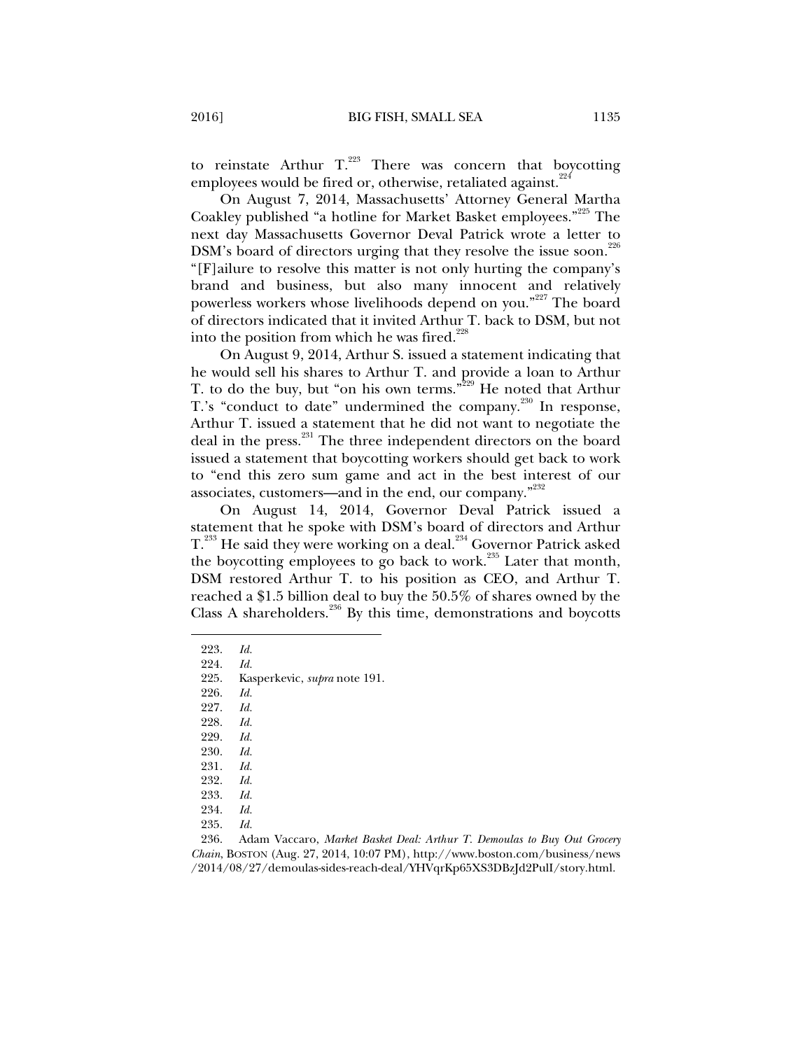to reinstate Arthur T.[223] There was concern that boycotting employees would be fired or, otherwise, retaliated against.[224]

On August 7, 2014, Massachusetts' Attorney General Martha Coakley published "a hotline for Market Basket employees."[225] The next day Massachusetts Governor Deval Patrick wrote a letter to DSM's board of directors urging that they resolve the issue soon.[226] "[F]ailure to resolve this matter is not only hurting the company's brand and business, but also many innocent and relatively powerless workers whose livelihoods depend on you."[227] The board of directors indicated that it invited Arthur T. back to DSM, but not into the position from which he was fired.[228]

On August 9, 2014, Arthur S. issued a statement indicating that he would sell his shares to Arthur T. and provide a loan to Arthur T. to do the buy, but "on his own terms."[229] He noted that Arthur T.'s "conduct to date" undermined the company.[230] In response, Arthur T. issued a statement that he did not want to negotiate the deal in the press.[231] The three independent directors on the board issued a statement that boycotting workers should get back to work to "end this zero sum game and act in the best interest of our associates, customers—and in the end, our company."[232]

On August 14, 2014, Governor Deval Patrick issued a statement that he spoke with DSM's board of directors and Arthur T.[233] He said they were working on a deal.[234] Governor Patrick asked the boycotting employees to go back to work.[235] Later that month, DSM restored Arthur T. to his position as CEO, and Arthur T. reached a $1.5 billion deal to buy the 50.5% of shares owned by the Class A shareholders.[236] By this time, demonstrations and boycotts

---

223. *Id.*
224. *Id.*
225. Kasperkevic, *supra* note 191.
226. *Id.*
227. *Id.*
228. *Id.*
229. *Id.*
230. *Id.*
231. *Id.*
232. *Id.*
233. *Id.*
234. *Id.*
235. *Id.*
236. Adam Vaccaro, *Market Basket Deal: Arthur T. Demoulas to Buy Out Grocery Chain*, BOSTON (Aug. 27, 2014, 10:07 PM), http://www.boston.com/business/news/2014/08/27/demoulas-sides-reach-deal/YHVqrKp65XS3DBzJd2PulI/story.html.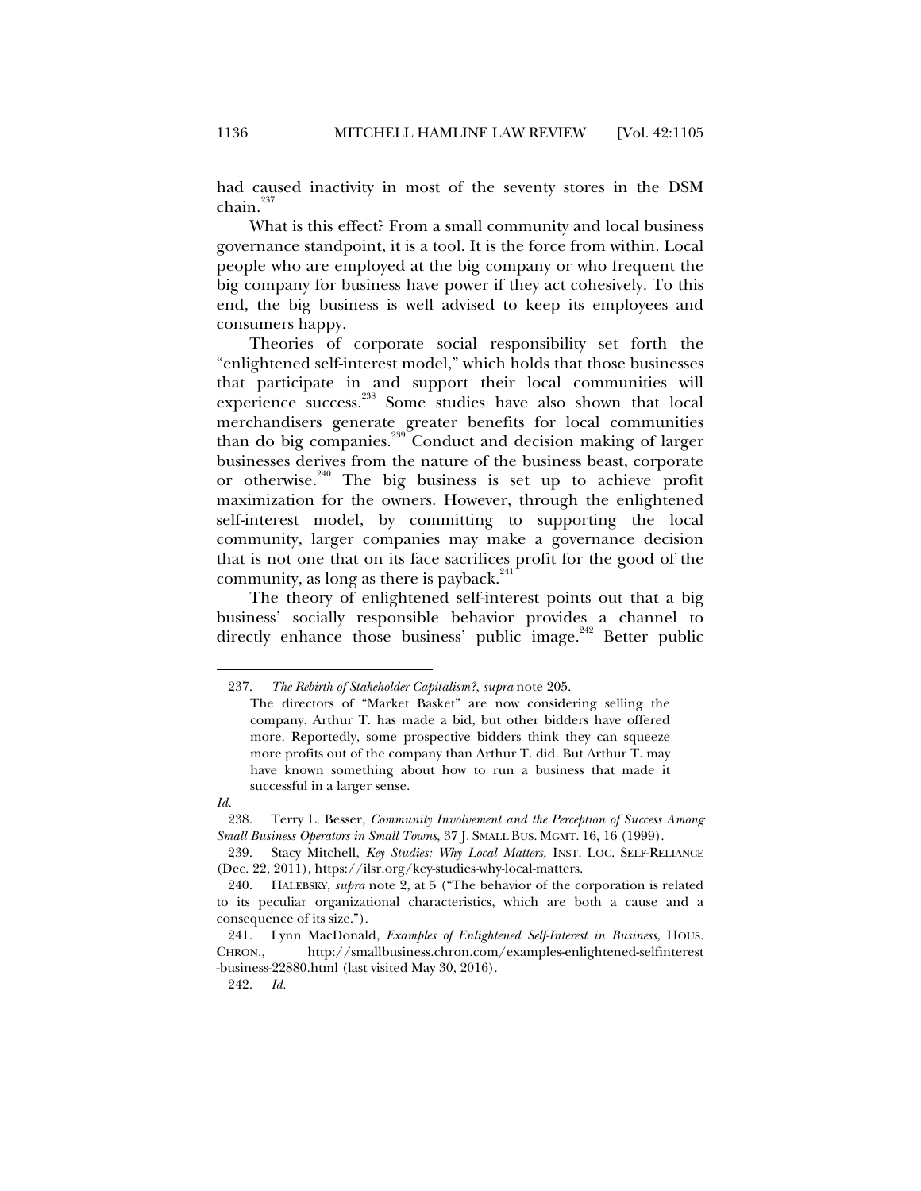had caused inactivity in most of the seventy stores in the DSM chain.[237]

What is this effect? From a small community and local business governance standpoint, it is a tool. It is the force from within. Local people who are employed at the big company or who frequent the big company for business have power if they act cohesively. To this end, the big business is well advised to keep its employees and consumers happy.

Theories of corporate social responsibility set forth the "enlightened self-interest model," which holds that those businesses that participate in and support their local communities will experience success.[238] Some studies have also shown that local merchandisers generate greater benefits for local communities than do big companies.[239] Conduct and decision making of larger businesses derives from the nature of the business beast, corporate or otherwise.[240] The big business is set up to achieve profit maximization for the owners. However, through the enlightened self-interest model, by committing to supporting the local community, larger companies may make a governance decision that is not one that on its face sacrifices profit for the good of the community, as long as there is payback.[241]

The theory of enlightened self-interest points out that a big business' socially responsible behavior provides a channel to directly enhance those business' public image.[242] Better public

---

237. *The Rebirth of Stakeholder Capitalism?*, *supra* note 205.

> The directors of "Market Basket" are now considering selling the company. Arthur T. has made a bid, but other bidders have offered more. Reportedly, some prospective bidders think they can squeeze more profits out of the company than Arthur T. did. But Arthur T. may have known something about how to run a business that made it successful in a larger sense.

*Id.*

238. Terry L. Besser, *Community Involvement and the Perception of Success Among Small Business Operators in Small Towns*, 37 J. SMALL BUS. MGMT. 16, 16 (1999).

239. Stacy Mitchell, *Key Studies: Why Local Matters,* INST. LOC. SELF-RELIANCE (Dec. 22, 2011), https://ilsr.org/key-studies-why-local-matters.

240. HALEBSKY, *supra* note 2, at 5 ("The behavior of the corporation is related to its peculiar organizational characteristics, which are both a cause and a consequence of its size.").

241. Lynn MacDonald, *Examples of Enlightened Self-Interest in Business*, HOUS. CHRON., http://smallbusiness.chron.com/examples-enlightened-selfinterest-business-22880.html (last visited May 30, 2016).

242. *Id.*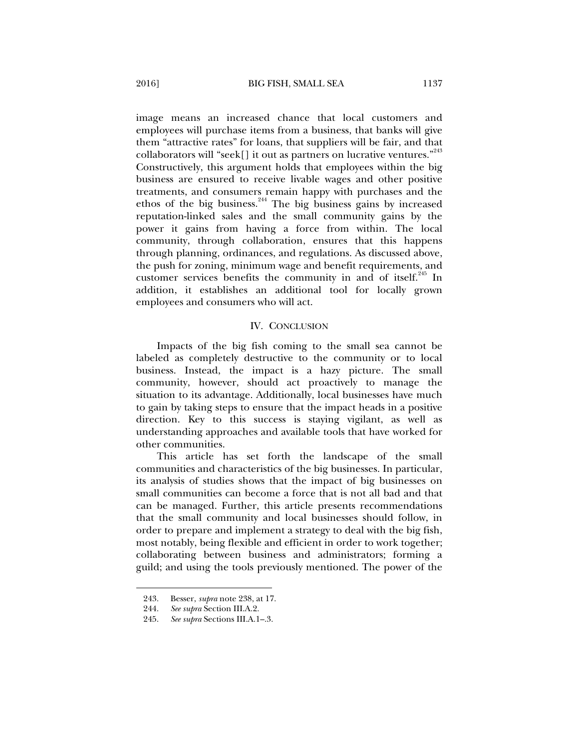image means an increased chance that local customers and employees will purchase items from a business, that banks will give them "attractive rates" for loans, that suppliers will be fair, and that collaborators will "seek[] it out as partners on lucrative ventures."[243] Constructively, this argument holds that employees within the big business are ensured to receive livable wages and other positive treatments, and consumers remain happy with purchases and the ethos of the big business.[244] The big business gains by increased reputation-linked sales and the small community gains by the power it gains from having a force from within. The local community, through collaboration, ensures that this happens through planning, ordinances, and regulations. As discussed above, the push for zoning, minimum wage and benefit requirements, and customer services benefits the community in and of itself.[245] In addition, it establishes an additional tool for locally grown employees and consumers who will act.

## IV. CONCLUSION

Impacts of the big fish coming to the small sea cannot be labeled as completely destructive to the community or to local business. Instead, the impact is a hazy picture. The small community, however, should act proactively to manage the situation to its advantage. Additionally, local businesses have much to gain by taking steps to ensure that the impact heads in a positive direction. Key to this success is staying vigilant, as well as understanding approaches and available tools that have worked for other communities.

This article has set forth the landscape of the small communities and characteristics of the big businesses. In particular, its analysis of studies shows that the impact of big businesses on small communities can become a force that is not all bad and that can be managed. Further, this article presents recommendations that the small community and local businesses should follow, in order to prepare and implement a strategy to deal with the big fish, most notably, being flexible and efficient in order to work together; collaborating between business and administrators; forming a guild; and using the tools previously mentioned. The power of the

---

243. Besser, *supra* note 238, at 17.

244. *See supra* Section III.A.2.

245. *See supra* Sections III.A.1–.3.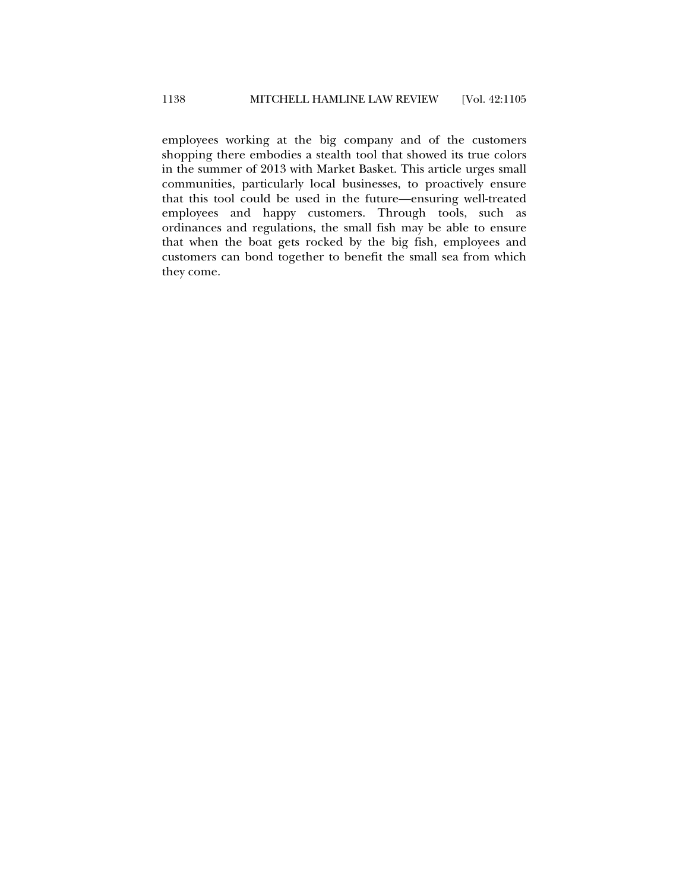employees working at the big company and of the customers shopping there embodies a stealth tool that showed its true colors in the summer of 2013 with Market Basket. This article urges small communities, particularly local businesses, to proactively ensure that this tool could be used in the future—ensuring well-treated employees and happy customers. Through tools, such as ordinances and regulations, the small fish may be able to ensure that when the boat gets rocked by the big fish, employees and customers can bond together to benefit the small sea from which they come.